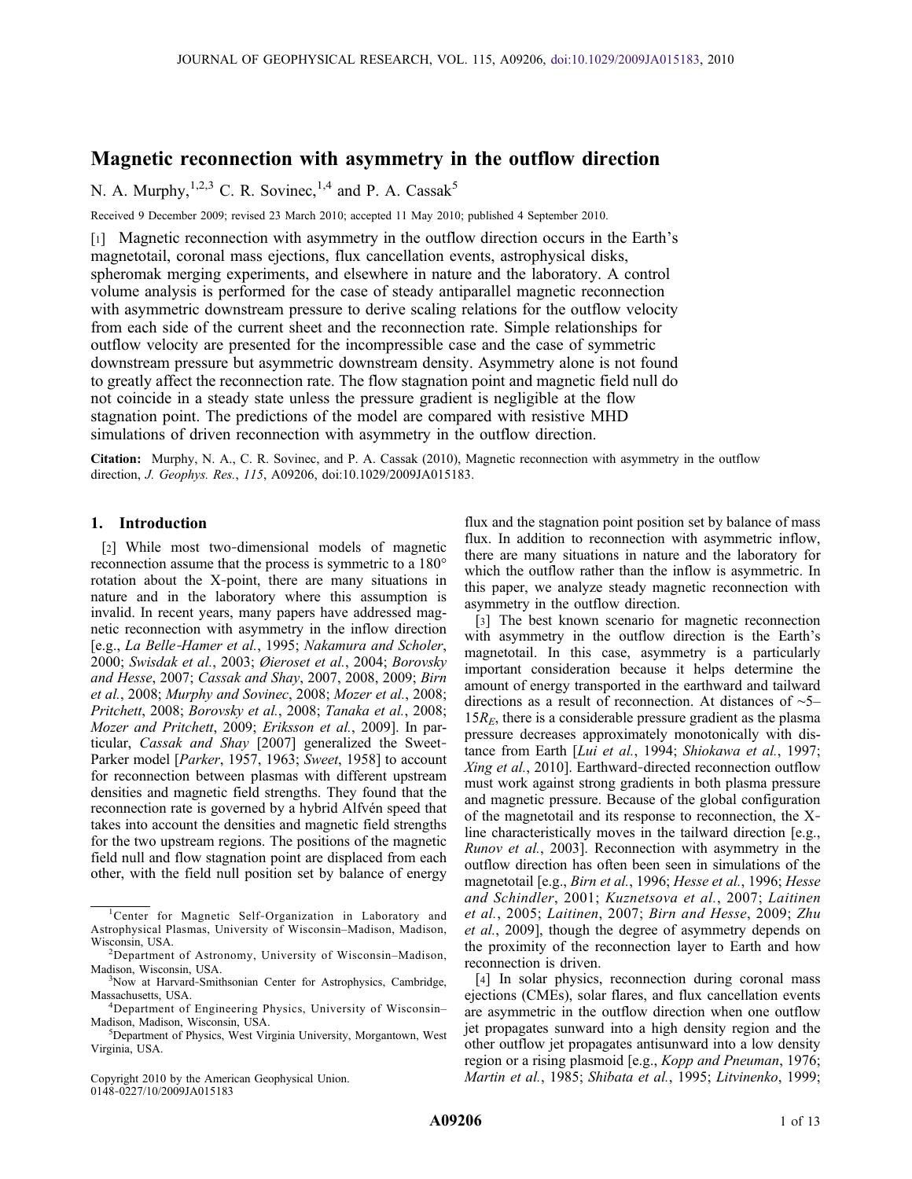# Magnetic reconnection with asymmetry in the outflow direction

N. A. Murphy,[1,2,3] C. R. Sovinec,[1,4] and P. A. Cassak[5]

Received 9 December 2009; revised 23 March 2010; accepted 11 May 2010; published 4 September 2010.

[1] Magnetic reconnection with asymmetry in the outflow direction occurs in the Earth's magnetotail, coronal mass ejections, flux cancellation events, astrophysical disks, spheromak merging experiments, and elsewhere in nature and the laboratory. A control volume analysis is performed for the case of steady antiparallel magnetic reconnection with asymmetric downstream pressure to derive scaling relations for the outflow velocity from each side of the current sheet and the reconnection rate. Simple relationships for outflow velocity are presented for the incompressible case and the case of symmetric downstream pressure but asymmetric downstream density. Asymmetry alone is not found to greatly affect the reconnection rate. The flow stagnation point and magnetic field null do not coincide in a steady state unless the pressure gradient is negligible at the flow stagnation point. The predictions of the model are compared with resistive MHD simulations of driven reconnection with asymmetry in the outflow direction.

**Citation:** Murphy, N. A., C. R. Sovinec, and P. A. Cassak (2010), Magnetic reconnection with asymmetry in the outflow direction, *J. Geophys. Res.*, *115*, A09206, doi:10.1029/2009JA015183.

## 1. Introduction

[2] While most two-dimensional models of magnetic reconnection assume that the process is symmetric to a 180° rotation about the X-point, there are many situations in nature and in the laboratory where this assumption is invalid. In recent years, many papers have addressed magnetic reconnection with asymmetry in the inflow direction [e.g., *La Belle-Hamer et al.*, 1995; *Nakamura and Scholer*, 2000; *Swisdak et al.*, 2003; *Øieroset et al.*, 2004; *Borovsky and Hesse*, 2007; *Cassak and Shay*, 2007, 2008, 2009; *Birn et al.*, 2008; *Murphy and Sovinec*, 2008; *Mozer et al.*, 2008; *Pritchett*, 2008; *Borovsky et al.*, 2008; *Tanaka et al.*, 2008; *Mozer and Pritchett*, 2009; *Eriksson et al.*, 2009]. In particular, *Cassak and Shay* [2007] generalized the Sweet-Parker model [*Parker*, 1957, 1963; *Sweet*, 1958] to account for reconnection between plasmas with different upstream densities and magnetic field strengths. They found that the reconnection rate is governed by a hybrid Alfvén speed that takes into account the densities and magnetic field strengths for the two upstream regions. The positions of the magnetic field null and flow stagnation point are displaced from each other, with the field null position set by balance of energy flux and the stagnation point position set by balance of mass flux. In addition to reconnection with asymmetric inflow, there are many situations in nature and the laboratory for which the outflow rather than the inflow is asymmetric. In this paper, we analyze steady magnetic reconnection with asymmetry in the outflow direction.

[3] The best known scenario for magnetic reconnection with asymmetry in the outflow direction is the Earth's magnetotail. In this case, asymmetry is a particularly important consideration because it helps determine the amount of energy transported in the earthward and tailward directions as a result of reconnection. At distances of ~5–$15R_E$, there is a considerable pressure gradient as the plasma pressure decreases approximately monotonically with distance from Earth [*Lui et al.*, 1994; *Shiokawa et al.*, 1997; *Xing et al.*, 2010]. Earthward-directed reconnection outflow must work against strong gradients in both plasma pressure and magnetic pressure. Because of the global configuration of the magnetotail and its response to reconnection, the X-line characteristically moves in the tailward direction [e.g., *Runov et al.*, 2003]. Reconnection with asymmetry in the outflow direction has often been seen in simulations of the magnetotail [e.g., *Birn et al.*, 1996; *Hesse et al.*, 1996; *Hesse and Schindler*, 2001; *Kuznetsova et al.*, 2007; *Laitinen et al.*, 2005; *Laitinen*, 2007; *Birn and Hesse*, 2009; *Zhu et al.*, 2009], though the degree of asymmetry depends on the proximity of the reconnection layer to Earth and how reconnection is driven.

[4] In solar physics, reconnection during coronal mass ejections (CMEs), solar flares, and flux cancellation events are asymmetric in the outflow direction when one outflow jet propagates sunward into a high density region and the other outflow jet propagates antisunward into a low density region or a rising plasmoid [e.g., *Kopp and Pneuman*, 1976; *Martin et al.*, 1985; *Shibata et al.*, 1995; *Litvinenko*, 1999;

---

[1] Center for Magnetic Self-Organization in Laboratory and Astrophysical Plasmas, University of Wisconsin–Madison, Madison, Wisconsin, USA.

[2] Department of Astronomy, University of Wisconsin–Madison, Madison, Wisconsin, USA.

[3] Now at Harvard-Smithsonian Center for Astrophysics, Cambridge, Massachusetts, USA.

[4] Department of Engineering Physics, University of Wisconsin–Madison, Madison, Wisconsin, USA.

[5] Department of Physics, West Virginia University, Morgantown, West Virginia, USA.

Copyright 2010 by the American Geophysical Union.
0148-0227/10/2009JA015183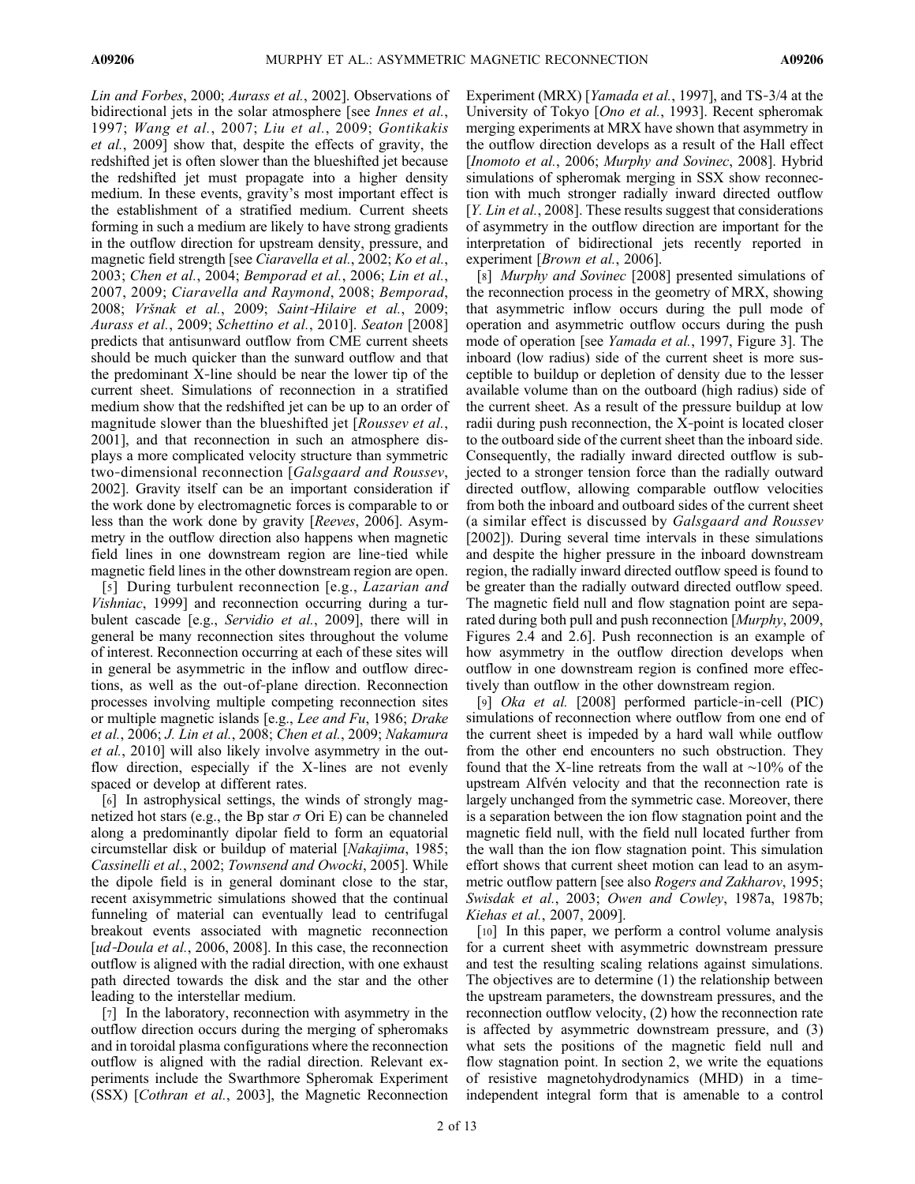*Lin and Forbes*, 2000; *Aurass et al.*, 2002]. Observations of bidirectional jets in the solar atmosphere [see *Innes et al.*, 1997; *Wang et al.*, 2007; *Liu et al.*, 2009; *Gontikakis et al.*, 2009] show that, despite the effects of gravity, the redshifted jet is often slower than the blueshifted jet because the redshifted jet must propagate into a higher density medium. In these events, gravity's most important effect is the establishment of a stratified medium. Current sheets forming in such a medium are likely to have strong gradients in the outflow direction for upstream density, pressure, and magnetic field strength [see *Ciaravella et al.*, 2002; *Ko et al.*, 2003; *Chen et al.*, 2004; *Bemporad et al.*, 2006; *Lin et al.*, 2007, 2009; *Ciaravella and Raymond*, 2008; *Bemporad*, 2008; *Vršnak et al.*, 2009; *Saint-Hilaire et al.*, 2009; *Aurass et al.*, 2009; *Schettino et al.*, 2010]. *Seaton* [2008] predicts that antisunward outflow from CME current sheets should be much quicker than the sunward outflow and that the predominant X-line should be near the lower tip of the current sheet. Simulations of reconnection in a stratified medium show that the redshifted jet can be up to an order of magnitude slower than the blueshifted jet [*Roussev et al.*, 2001], and that reconnection in such an atmosphere displays a more complicated velocity structure than symmetric two-dimensional reconnection [*Galsgaard and Roussev*, 2002]. Gravity itself can be an important consideration if the work done by electromagnetic forces is comparable to or less than the work done by gravity [*Reeves*, 2006]. Asymmetry in the outflow direction also happens when magnetic field lines in one downstream region are line-tied while magnetic field lines in the other downstream region are open.

[5] During turbulent reconnection [e.g., *Lazarian and Vishniac*, 1999] and reconnection occurring during a turbulent cascade [e.g., *Servidio et al.*, 2009], there will in general be many reconnection sites throughout the volume of interest. Reconnection occurring at each of these sites will in general be asymmetric in the inflow and outflow directions, as well as the out-of-plane direction. Reconnection processes involving multiple competing reconnection sites or multiple magnetic islands [e.g., *Lee and Fu*, 1986; *Drake et al.*, 2006; *J. Lin et al.*, 2008; *Chen et al.*, 2009; *Nakamura et al.*, 2010] will also likely involve asymmetry in the outflow direction, especially if the X-lines are not evenly spaced or develop at different rates.

[6] In astrophysical settings, the winds of strongly magnetized hot stars (e.g., the Bp star $\sigma$ Ori E) can be channeled along a predominantly dipolar field to form an equatorial circumstellar disk or buildup of material [*Nakajima*, 1985; *Cassinelli et al.*, 2002; *Townsend and Owocki*, 2005]. While the dipole field is in general dominant close to the star, recent axisymmetric simulations showed that the continual funneling of material can eventually lead to centrifugal breakout events associated with magnetic reconnection [*ud-Doula et al.*, 2006, 2008]. In this case, the reconnection outflow is aligned with the radial direction, with one exhaust path directed towards the disk and the star and the other leading to the interstellar medium.

[7] In the laboratory, reconnection with asymmetry in the outflow direction occurs during the merging of spheromaks and in toroidal plasma configurations where the reconnection outflow is aligned with the radial direction. Relevant experiments include the Swarthmore Spheromak Experiment (SSX) [*Cothran et al.*, 2003], the Magnetic Reconnection Experiment (MRX) [*Yamada et al.*, 1997], and TS-3/4 at the University of Tokyo [*Ono et al.*, 1993]. Recent spheromak merging experiments at MRX have shown that asymmetry in the outflow direction develops as a result of the Hall effect [*Inomoto et al.*, 2006; *Murphy and Sovinec*, 2008]. Hybrid simulations of spheromak merging in SSX show reconnection with much stronger radially inward directed outflow [*Y. Lin et al.*, 2008]. These results suggest that considerations of asymmetry in the outflow direction are important for the interpretation of bidirectional jets recently reported in experiment [*Brown et al.*, 2006].

[8] *Murphy and Sovinec* [2008] presented simulations of the reconnection process in the geometry of MRX, showing that asymmetric inflow occurs during the pull mode of operation and asymmetric outflow occurs during the push mode of operation [see *Yamada et al.*, 1997, Figure 3]. The inboard (low radius) side of the current sheet is more susceptible to buildup or depletion of density due to the lesser available volume than on the outboard (high radius) side of the current sheet. As a result of the pressure buildup at low radii during push reconnection, the X-point is located closer to the outboard side of the current sheet than the inboard side. Consequently, the radially inward directed outflow is subjected to a stronger tension force than the radially outward directed outflow, allowing comparable outflow velocities from both the inboard and outboard sides of the current sheet (a similar effect is discussed by *Galsgaard and Roussev* [2002]). During several time intervals in these simulations and despite the higher pressure in the inboard downstream region, the radially inward directed outflow speed is found to be greater than the radially outward directed outflow speed. The magnetic field null and flow stagnation point are separated during both pull and push reconnection [*Murphy*, 2009, Figures 2.4 and 2.6]. Push reconnection is an example of how asymmetry in the outflow direction develops when outflow in one downstream region is confined more effectively than outflow in the other downstream region.

[9] *Oka et al.* [2008] performed particle-in-cell (PIC) simulations of reconnection where outflow from one end of the current sheet is impeded by a hard wall while outflow from the other end encounters no such obstruction. They found that the X-line retreats from the wall at ~10% of the upstream Alfvén velocity and that the reconnection rate is largely unchanged from the symmetric case. Moreover, there is a separation between the ion flow stagnation point and the magnetic field null, with the field null located further from the wall than the ion flow stagnation point. This simulation effort shows that current sheet motion can lead to an asymmetric outflow pattern [see also *Rogers and Zakharov*, 1995; *Swisdak et al.*, 2003; *Owen and Cowley*, 1987a, 1987b; *Kiehas et al.*, 2007, 2009].

[10] In this paper, we perform a control volume analysis for a current sheet with asymmetric downstream pressure and test the resulting scaling relations against simulations. The objectives are to determine (1) the relationship between the upstream parameters, the downstream pressures, and the reconnection outflow velocity, (2) how the reconnection rate is affected by asymmetric downstream pressure, and (3) what sets the positions of the magnetic field null and flow stagnation point. In section 2, we write the equations of resistive magnetohydrodynamics (MHD) in a time-independent integral form that is amenable to a control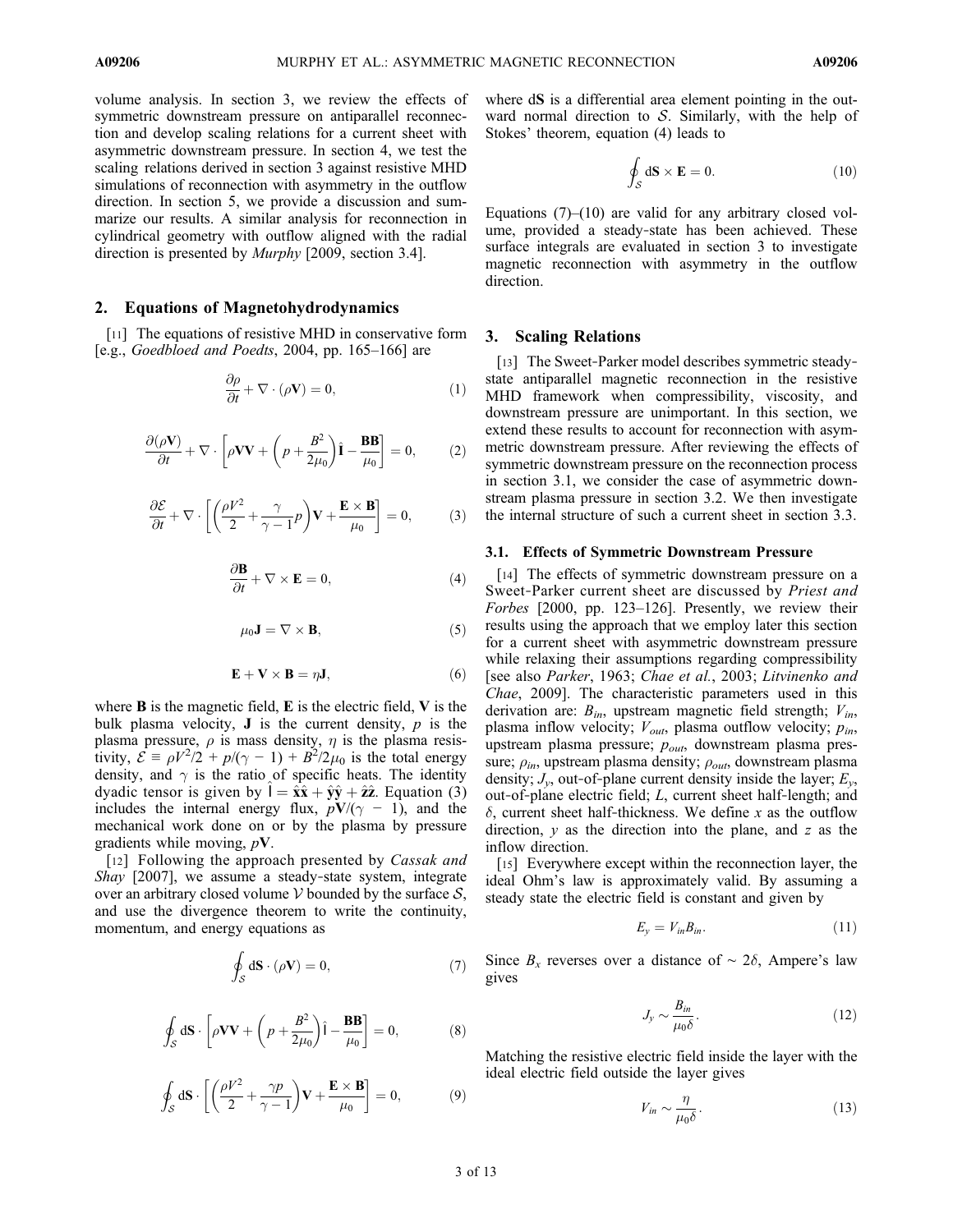volume analysis. In section 3, we review the effects of symmetric downstream pressure on antiparallel reconnection and develop scaling relations for a current sheet with asymmetric downstream pressure. In section 4, we test the scaling relations derived in section 3 against resistive MHD simulations of reconnection with asymmetry in the outflow direction. In section 5, we provide a discussion and summarize our results. A similar analysis for reconnection in cylindrical geometry with outflow aligned with the radial direction is presented by *Murphy* [2009, section 3.4].

## 2. Equations of Magnetohydrodynamics

[11] The equations of resistive MHD in conservative form [e.g., *Goedbloed and Poedts*, 2004, pp. 165–166] are

$$\frac{\partial \rho}{\partial t} + \nabla \cdot (\rho \mathbf{V}) = 0, \tag{1}$$

$$\frac{\partial(\rho \mathbf{V})}{\partial t} + \nabla \cdot \left[ \rho \mathbf{V}\mathbf{V} + \left( p + \frac{B^2}{2\mu_0} \right) \hat{\mathrm{I}} - \frac{\mathbf{B}\mathbf{B}}{\mu_0} \right] = 0, \tag{2}$$

$$\frac{\partial \mathcal{E}}{\partial t} + \nabla \cdot \left[ \left( \frac{\rho V^2}{2} + \frac{\gamma}{\gamma - 1} p \right) \mathbf{V} + \frac{\mathbf{E} \times \mathbf{B}}{\mu_0} \right] = 0, \tag{3}$$

$$\frac{\partial \mathbf{B}}{\partial t} + \nabla \times \mathbf{E} = 0, \tag{4}$$

$$\mu_0 \mathbf{J} = \nabla \times \mathbf{B}, \tag{5}$$

$$\mathbf{E} + \mathbf{V} \times \mathbf{B} = \eta \mathbf{J}, \tag{6}$$

where $\mathbf{B}$ is the magnetic field, $\mathbf{E}$ is the electric field, $\mathbf{V}$ is the bulk plasma velocity, $\mathbf{J}$ is the current density, $p$ is the plasma pressure, $\rho$ is mass density, $\eta$ is the plasma resistivity, $\mathcal{E} \equiv \rho V^2/2 + p/(\gamma - 1) + B^2/2\mu_0$ is the total energy density, and $\gamma$ is the ratio of specific heats. The identity dyadic tensor is given by $\hat{\mathrm{I}} = \hat{\mathbf{x}}\hat{\mathbf{x}} + \hat{\mathbf{y}}\hat{\mathbf{y}} + \hat{\mathbf{z}}\hat{\mathbf{z}}$. Equation (3) includes the internal energy flux, $p\mathbf{V}/(\gamma - 1)$, and the mechanical work done on or by the plasma by pressure gradients while moving, $p\mathbf{V}$.

[12] Following the approach presented by *Cassak and Shay* [2007], we assume a steady-state system, integrate over an arbitrary closed volume $\mathcal{V}$ bounded by the surface $\mathcal{S}$, and use the divergence theorem to write the continuity, momentum, and energy equations as

$$\oint_{\mathcal{S}} \mathrm{d}\mathbf{S} \cdot (\rho \mathbf{V}) = 0, \tag{7}$$

$$\oint_{\mathcal{S}} \mathrm{d}\mathbf{S} \cdot \left[ \rho \mathbf{V}\mathbf{V} + \left( p + \frac{B^2}{2\mu_0} \right) \hat{\mathrm{I}} - \frac{\mathbf{B}\mathbf{B}}{\mu_0} \right] = 0, \tag{8}$$

$$\oint_{\mathcal{S}} \mathrm{d}\mathbf{S} \cdot \left[ \left( \frac{\rho V^2}{2} + \frac{\gamma p}{\gamma - 1} \right) \mathbf{V} + \frac{\mathbf{E} \times \mathbf{B}}{\mu_0} \right] = 0, \tag{9}$$

where $\mathrm{d}\mathbf{S}$ is a differential area element pointing in the outward normal direction to $\mathcal{S}$. Similarly, with the help of Stokes' theorem, equation (4) leads to

$$\oint_{\mathcal{S}} \mathrm{d}\mathbf{S} \times \mathbf{E} = 0. \tag{10}$$

Equations (7)–(10) are valid for any arbitrary closed volume, provided a steady-state has been achieved. These surface integrals are evaluated in section 3 to investigate magnetic reconnection with asymmetry in the outflow direction.

## 3. Scaling Relations

[13] The Sweet-Parker model describes symmetric steady-state antiparallel magnetic reconnection in the resistive MHD framework when compressibility, viscosity, and downstream pressure are unimportant. In this section, we extend these results to account for reconnection with asymmetric downstream pressure. After reviewing the effects of symmetric downstream pressure on the reconnection process in section 3.1, we consider the case of asymmetric downstream plasma pressure in section 3.2. We then investigate the internal structure of such a current sheet in section 3.3.

### 3.1. Effects of Symmetric Downstream Pressure

[14] The effects of symmetric downstream pressure on a Sweet-Parker current sheet are discussed by *Priest and Forbes* [2000, pp. 123–126]. Presently, we review their results using the approach that we employ later this section for a current sheet with asymmetric downstream pressure while relaxing their assumptions regarding compressibility [see also *Parker*, 1963; *Chae et al.*, 2003; *Litvinenko and Chae*, 2009]. The characteristic parameters used in this derivation are: $B_{in}$, upstream magnetic field strength; $V_{in}$, plasma inflow velocity; $V_{out}$, plasma outflow velocity; $p_{in}$, upstream plasma pressure; $p_{out}$, downstream plasma pressure; $\rho_{in}$, upstream plasma density; $\rho_{out}$, downstream plasma density; $J_y$, out-of-plane current density inside the layer; $E_y$, out-of-plane electric field; $L$, current sheet half-length; and $\delta$, current sheet half-thickness. We define $x$ as the outflow direction, $y$ as the direction into the plane, and $z$ as the inflow direction.

[15] Everywhere except within the reconnection layer, the ideal Ohm's law is approximately valid. By assuming a steady state the electric field is constant and given by

$$E_y = V_{in} B_{in}. \tag{11}$$

Since $B_x$ reverses over a distance of $\sim 2\delta$, Ampere's law gives

$$J_y \sim \frac{B_{in}}{\mu_0 \delta}. \tag{12}$$

Matching the resistive electric field inside the layer with the ideal electric field outside the layer gives

$$V_{in} \sim \frac{\eta}{\mu_0 \delta}. \tag{13}$$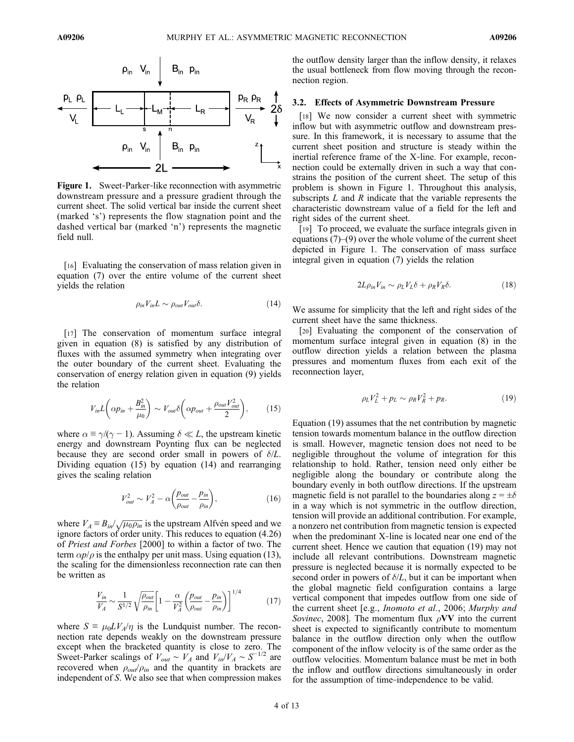**Figure 1.** Sweet-Parker-like reconnection with asymmetric downstream pressure and a pressure gradient through the current sheet. The solid vertical bar inside the current sheet (marked 's') represents the flow stagnation point and the dashed vertical bar (marked 'n') represents the magnetic field null.

[16] Evaluating the conservation of mass relation given in equation (7) over the entire volume of the current sheet yields the relation

$$\rho_{in} V_{in} L \sim \rho_{out} V_{out} \delta. \tag{14}$$

[17] The conservation of momentum surface integral given in equation (8) is satisfied by any distribution of fluxes with the assumed symmetry when integrating over the outer boundary of the current sheet. Evaluating the conservation of energy relation given in equation (9) yields the relation

$$V_{in} L \left( \alpha p_{in} + \frac{B_{in}^2}{\mu_0} \right) \sim V_{out} \delta \left( \alpha p_{out} + \frac{\rho_{out} V_{out}^2}{2} \right), \tag{15}$$

where $\alpha \equiv \gamma/(\gamma - 1)$. Assuming $\delta \ll L$, the upstream kinetic energy and downstream Poynting flux can be neglected because they are second order small in powers of $\delta/L$. Dividing equation (15) by equation (14) and rearranging gives the scaling relation

$$V_{out}^2 \sim V_A^2 - \alpha \left( \frac{p_{out}}{\rho_{out}} - \frac{p_{in}}{\rho_{in}} \right), \tag{16}$$

where $V_A \equiv B_{in}/\sqrt{\mu_0 \rho_{in}}$ is the upstream Alfvén speed and we ignore factors of order unity. This reduces to equation (4.26) of *Priest and Forbes* [2000] to within a factor of two. The term $\alpha p/\rho$ is the enthalpy per unit mass. Using equation (13), the scaling for the dimensionless reconnection rate can then be written as

$$\frac{V_{in}}{V_A} \sim \frac{1}{S^{1/2}} \sqrt{\frac{\rho_{out}}{\rho_{in}}} \left[ 1 - \frac{\alpha}{V_A^2} \left( \frac{p_{out}}{\rho_{out}} - \frac{p_{in}}{\rho_{in}} \right) \right]^{1/4} \tag{17}$$

where $S \equiv \mu_0 L V_A/\eta$ is the Lundquist number. The reconnection rate depends weakly on the downstream pressure except when the bracketed quantity is close to zero. The Sweet-Parker scalings of $V_{out} \sim V_A$ and $V_{in}/V_A \sim S^{-1/2}$ are recovered when $\rho_{out}/\rho_{in}$ and the quantity in brackets are independent of $S$. We also see that when compression makes the outflow density larger than the inflow density, it relaxes the usual bottleneck from flow moving through the reconnection region.

### 3.2. Effects of Asymmetric Downstream Pressure

[18] We now consider a current sheet with symmetric inflow but with asymmetric outflow and downstream pressure. In this framework, it is necessary to assume that the current sheet position and structure is steady within the inertial reference frame of the X-line. For example, reconnection could be externally driven in such a way that constrains the position of the current sheet. The setup of this problem is shown in Figure 1. Throughout this analysis, subscripts $L$ and $R$ indicate that the variable represents the characteristic downstream value of a field for the left and right sides of the current sheet.

[19] To proceed, we evaluate the surface integrals given in equations (7)–(9) over the whole volume of the current sheet depicted in Figure 1. The conservation of mass surface integral given in equation (7) yields the relation

$$2L\rho_{in} V_{in} \sim \rho_L V_L \delta + \rho_R V_R \delta. \tag{18}$$

We assume for simplicity that the left and right sides of the current sheet have the same thickness.

[20] Evaluating the component of the conservation of momentum surface integral given in equation (8) in the outflow direction yields a relation between the plasma pressures and momentum fluxes from each exit of the reconnection layer,

$$\rho_L V_L^2 + p_L \sim \rho_R V_R^2 + p_R. \tag{19}$$

Equation (19) assumes that the net contribution by magnetic tension towards momentum balance in the outflow direction is small. However, magnetic tension does not need to be negligible throughout the volume of integration for this relationship to hold. Rather, tension need only either be negligible along the boundary or contribute along the boundary evenly in both outflow directions. If the upstream magnetic field is not parallel to the boundaries along $z = \pm\delta$ in a way which is not symmetric in the outflow direction, tension will provide an additional contribution. For example, a nonzero net contribution from magnetic tension is expected when the predominant X-line is located near one end of the current sheet. Hence we caution that equation (19) may not include all relevant contributions. Downstream magnetic pressure is neglected because it is normally expected to be second order in powers of $\delta/L$, but it can be important when the global magnetic field configuration contains a large vertical component that impedes outflow from one side of the current sheet [e.g., *Inomoto et al.*, 2006; *Murphy and Sovinec*, 2008]. The momentum flux $\rho\mathbf{VV}$ into the current sheet is expected to significantly contribute to momentum balance in the outflow direction only when the outflow component of the inflow velocity is of the same order as the outflow velocities. Momentum balance must be met in both the inflow and outflow directions simultaneously in order for the assumption of time-independence to be valid.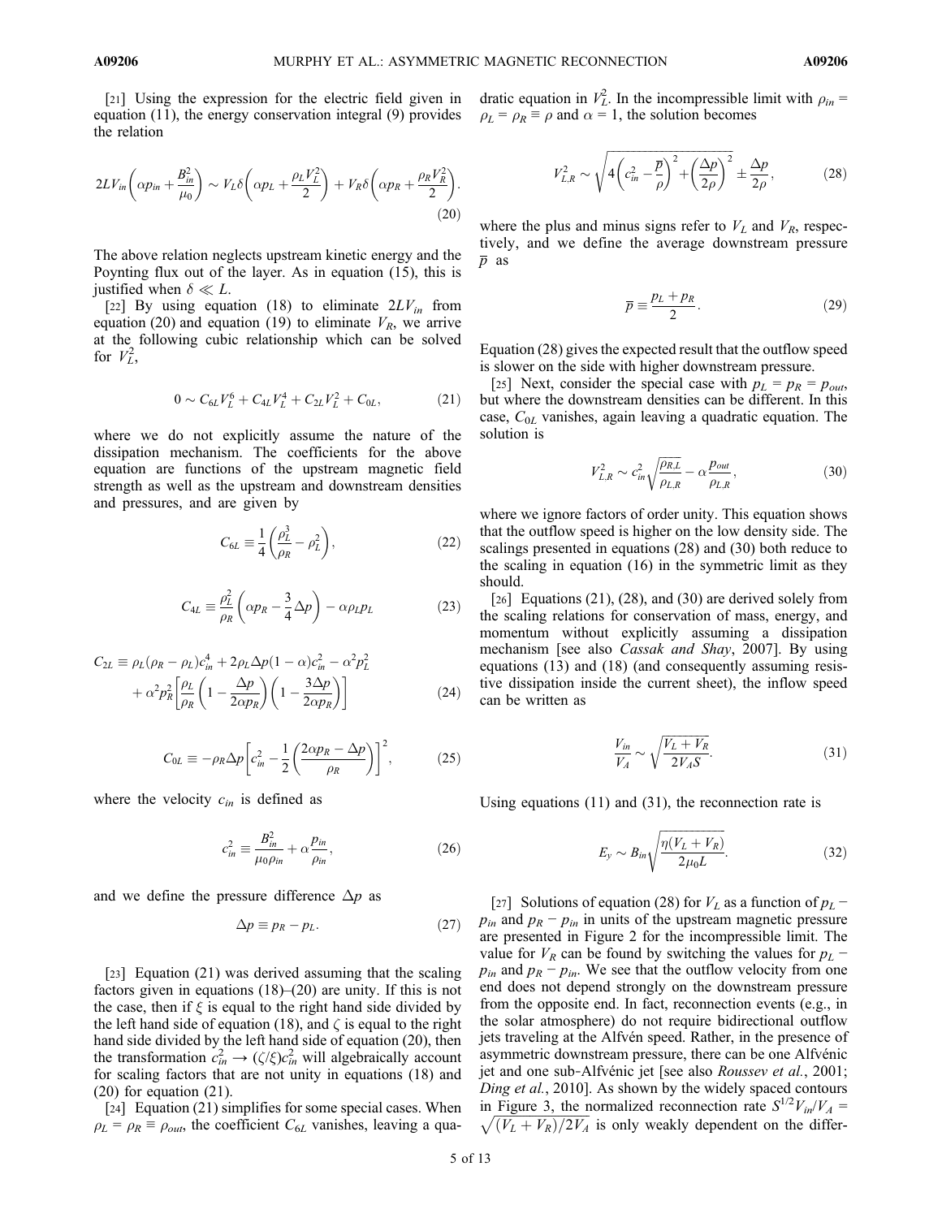[21] Using the expression for the electric field given in equation (11), the energy conservation integral (9) provides the relation

$$2LV_{in}\left(\alpha p_{in} + \frac{B_{in}^2}{\mu_0}\right) \sim V_L\delta\left(\alpha p_L + \frac{\rho_L V_L^2}{2}\right) + V_R\delta\left(\alpha p_R + \frac{\rho_R V_R^2}{2}\right). \tag{20}$$

The above relation neglects upstream kinetic energy and the Poynting flux out of the layer. As in equation (15), this is justified when $\delta \ll L$.

[22] By using equation (18) to eliminate $2LV_{in}$ from equation (20) and equation (19) to eliminate $V_R$, we arrive at the following cubic relationship which can be solved for $V_L^2$,

$$0 \sim C_{6L}V_L^6 + C_{4L}V_L^4 + C_{2L}V_L^2 + C_{0L}, \tag{21}$$

where we do not explicitly assume the nature of the dissipation mechanism. The coefficients for the above equation are functions of the upstream magnetic field strength as well as the upstream and downstream densities and pressures, and are given by

$$C_{6L} \equiv \frac{1}{4}\left(\frac{\rho_L^3}{\rho_R} - \rho_L^2\right), \tag{22}$$

$$C_{4L} \equiv \frac{\rho_L^2}{\rho_R}\left(\alpha p_R - \frac{3}{4}\Delta p\right) - \alpha\rho_L p_L \tag{23}$$

$$C_{2L} \equiv \rho_L(\rho_R - \rho_L)c_{in}^4 + 2\rho_L\Delta p(1-\alpha)c_{in}^2 - \alpha^2 p_L^2 + \alpha^2 p_R^2\left[\frac{\rho_L}{\rho_R}\left(1 - \frac{\Delta p}{2\alpha p_R}\right)\left(1 - \frac{3\Delta p}{2\alpha p_R}\right)\right] \tag{24}$$

$$C_{0L} \equiv -\rho_R\Delta p\left[c_{in}^2 - \frac{1}{2}\left(\frac{2\alpha p_R - \Delta p}{\rho_R}\right)\right]^2, \tag{25}$$

where the velocity $c_{in}$ is defined as

$$c_{in}^2 \equiv \frac{B_{in}^2}{\mu_0\rho_{in}} + \alpha\frac{p_{in}}{\rho_{in}}, \tag{26}$$

and we define the pressure difference $\Delta p$ as

$$\Delta p \equiv p_R - p_L. \tag{27}$$

[23] Equation (21) was derived assuming that the scaling factors given in equations (18)–(20) are unity. If this is not the case, then if $\xi$ is equal to the right hand side divided by the left hand side of equation (18), and $\zeta$ is equal to the right hand side divided by the left hand side of equation (20), then the transformation $c_{in}^2 \rightarrow (\zeta/\xi)c_{in}^2$ will algebraically account for scaling factors that are not unity in equations (18) and (20) for equation (21).

[24] Equation (21) simplifies for some special cases. When $\rho_L = \rho_R \equiv \rho_{out}$, the coefficient $C_{6L}$ vanishes, leaving a quadratic equation in $V_L^2$. In the incompressible limit with $\rho_{in} = \rho_L = \rho_R \equiv \rho$ and $\alpha = 1$, the solution becomes

$$V_{L,R}^2 \sim \sqrt{4\left(c_{in}^2 - \frac{\overline{p}}{\rho}\right)^2 + \left(\frac{\Delta p}{2\rho}\right)^2} \pm \frac{\Delta p}{2\rho}, \tag{28}$$

where the plus and minus signs refer to $V_L$ and $V_R$, respectively, and we define the average downstream pressure $\overline{p}$ as

$$\overline{p} \equiv \frac{p_L + p_R}{2}. \tag{29}$$

Equation (28) gives the expected result that the outflow speed is slower on the side with higher downstream pressure.

[25] Next, consider the special case with $p_L = p_R = p_{out}$, but where the downstream densities can be different. In this case, $C_{0L}$ vanishes, again leaving a quadratic equation. The solution is

$$V_{L,R}^2 \sim c_{in}^2\sqrt{\frac{\rho_{R,L}}{\rho_{L,R}}} - \alpha\frac{p_{out}}{\rho_{L,R}}, \tag{30}$$

where we ignore factors of order unity. This equation shows that the outflow speed is higher on the low density side. The scalings presented in equations (28) and (30) both reduce to the scaling in equation (16) in the symmetric limit as they should.

[26] Equations (21), (28), and (30) are derived solely from the scaling relations for conservation of mass, energy, and momentum without explicitly assuming a dissipation mechanism [see also *Cassak and Shay*, 2007]. By using equations (13) and (18) (and consequently assuming resistive dissipation inside the current sheet), the inflow speed can be written as

$$\frac{V_{in}}{V_A} \sim \sqrt{\frac{V_L + V_R}{2V_A S}}. \tag{31}$$

Using equations (11) and (31), the reconnection rate is

$$E_y \sim B_{in}\sqrt{\frac{\eta(V_L + V_R)}{2\mu_0 L}}. \tag{32}$$

[27] Solutions of equation (28) for $V_L$ as a function of $p_L - p_{in}$ and $p_R - p_{in}$ in units of the upstream magnetic pressure are presented in Figure 2 for the incompressible limit. The value for $V_R$ can be found by switching the values for $p_L - p_{in}$ and $p_R - p_{in}$. We see that the outflow velocity from one end does not depend strongly on the downstream pressure from the opposite end. In fact, reconnection events (e.g., in the solar atmosphere) do not require bidirectional outflow jets traveling at the Alfvén speed. Rather, in the presence of asymmetric downstream pressure, there can be one Alfvénic jet and one sub-Alfvénic jet [see also *Roussev et al.*, 2001; *Ding et al.*, 2010]. As shown by the widely spaced contours in Figure 3, the normalized reconnection rate $S^{1/2}V_{in}/V_A = \sqrt{(V_L + V_R)/2V_A}$ is only weakly dependent on the differ-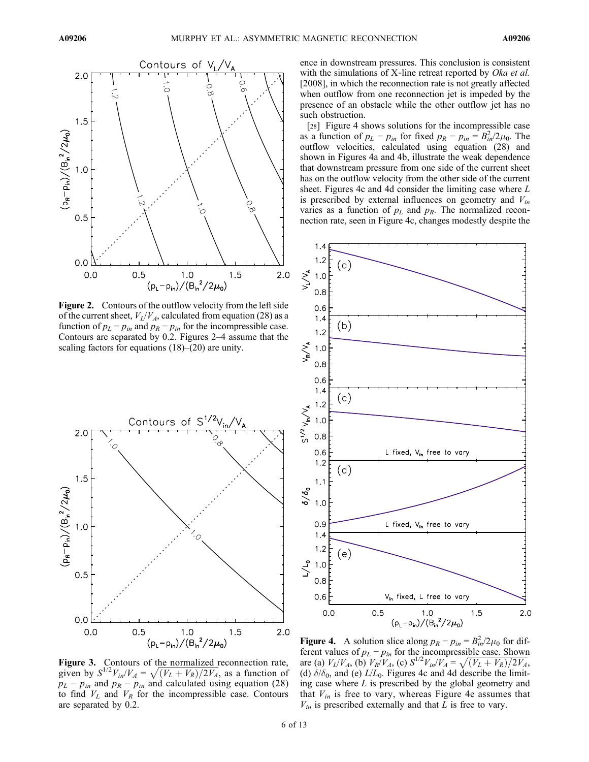ence in downstream pressures. This conclusion is consistent with the simulations of X-line retreat reported by *Oka et al.* [2008], in which the reconnection rate is not greatly affected when outflow from one reconnection jet is impeded by the presence of an obstacle while the other outflow jet has no such obstruction.

[28] Figure 4 shows solutions for the incompressible case as a function of $p_L - p_{in}$ for fixed $p_R - p_{in} = B_{in}^2/2\mu_0$. The outflow velocities, calculated using equation (28) and shown in Figures 4a and 4b, illustrate the weak dependence that downstream pressure from one side of the current sheet has on the outflow velocity from the other side of the current sheet. Figures 4c and 4d consider the limiting case where $L$ is prescribed by external influences on geometry and $V_{in}$ varies as a function of $p_L$ and $p_R$. The normalized reconnection rate, seen in Figure 4c, changes modestly despite the

**Figure 2.** Contours of the outflow velocity from the left side of the current sheet, $V_L/V_A$, calculated from equation (28) as a function of $p_L - p_{in}$ and $p_R - p_{in}$ for the incompressible case. Contours are separated by 0.2. Figures 2–4 assume that the scaling factors for equations (18)–(20) are unity.

**Figure 3.** Contours of the normalized reconnection rate, given by $S^{1/2}V_{in}/V_A = \sqrt{(V_L + V_R)/2V_A}$, as a function of $p_L - p_{in}$ and $p_R - p_{in}$ and calculated using equation (28) to find $V_L$ and $V_R$ for the incompressible case. Contours are separated by 0.2.

**Figure 4.** A solution slice along $p_R - p_{in} = B_{in}^2/2\mu_0$ for different values of $p_L - p_{in}$ for the incompressible case. Shown are (a) $V_L/V_A$, (b) $V_R/V_A$, (c) $S^{1/2}V_{in}/V_A = \sqrt{(V_L + V_R)/2V_A}$, (d) $\delta/\delta_0$, and (e) $L/L_0$. Figures 4c and 4d describe the limiting case where $L$ is prescribed by the global geometry and that $V_{in}$ is free to vary, whereas Figure 4e assumes that $V_{in}$ is prescribed externally and that $L$ is free to vary.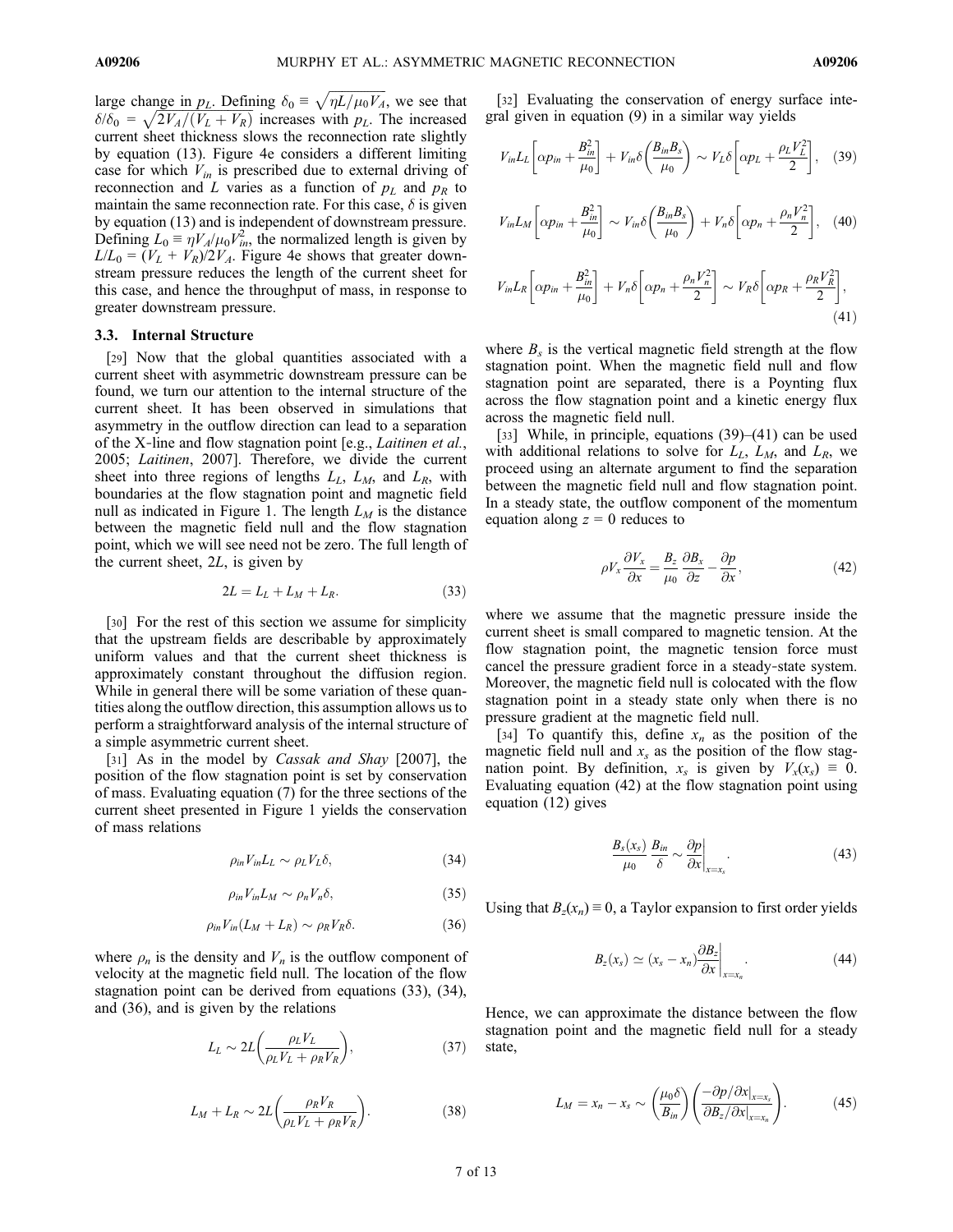large change in $p_L$. Defining $\delta_0 \equiv \sqrt{\eta L/\mu_0 V_A}$, we see that $\delta/\delta_0 = \sqrt{2V_A/(V_L + V_R)}$ increases with $p_L$. The increased current sheet thickness slows the reconnection rate slightly by equation (13). Figure 4e considers a different limiting case for which $V_{in}$ is prescribed due to external driving of reconnection and $L$ varies as a function of $p_L$ and $p_R$ to maintain the same reconnection rate. For this case, $\delta$ is given by equation (13) and is independent of downstream pressure. Defining $L_0 \equiv \eta V_A/\mu_0 V_{in}^2$, the normalized length is given by $L/L_0 = (V_L + V_R)/2V_A$. Figure 4e shows that greater downstream pressure reduces the length of the current sheet for this case, and hence the throughput of mass, in response to greater downstream pressure.

### 3.3. Internal Structure

[29] Now that the global quantities associated with a current sheet with asymmetric downstream pressure can be found, we turn our attention to the internal structure of the current sheet. It has been observed in simulations that asymmetry in the outflow direction can lead to a separation of the X-line and flow stagnation point [e.g., *Laitinen et al.*, 2005; *Laitinen*, 2007]. Therefore, we divide the current sheet into three regions of lengths $L_L$, $L_M$, and $L_R$, with boundaries at the flow stagnation point and magnetic field null as indicated in Figure 1. The length $L_M$ is the distance between the magnetic field null and the flow stagnation point, which we will see need not be zero. The full length of the current sheet, $2L$, is given by

$$2L = L_L + L_M + L_R. \tag{33}$$

[30] For the rest of this section we assume for simplicity that the upstream fields are describable by approximately uniform values and that the current sheet thickness is approximately constant throughout the diffusion region. While in general there will be some variation of these quantities along the outflow direction, this assumption allows us to perform a straightforward analysis of the internal structure of a simple asymmetric current sheet.

[31] As in the model by *Cassak and Shay* [2007], the position of the flow stagnation point is set by conservation of mass. Evaluating equation (7) for the three sections of the current sheet presented in Figure 1 yields the conservation of mass relations

$$\rho_{in} V_{in} L_L \sim \rho_L V_L \delta, \tag{34}$$

$$\rho_{in} V_{in} L_M \sim \rho_n V_n \delta, \tag{35}$$

$$\rho_{in} V_{in} (L_M + L_R) \sim \rho_R V_R \delta. \tag{36}$$

where $\rho_n$ is the density and $V_n$ is the outflow component of velocity at the magnetic field null. The location of the flow stagnation point can be derived from equations (33), (34), and (36), and is given by the relations

$$L_L \sim 2L\left(\frac{\rho_L V_L}{\rho_L V_L + \rho_R V_R}\right), \tag{37}$$

$$L_M + L_R \sim 2L\left(\frac{\rho_R V_R}{\rho_L V_L + \rho_R V_R}\right). \tag{38}$$

[32] Evaluating the conservation of energy surface integral given in equation (9) in a similar way yields

$$V_{in} L_L \left[\alpha p_{in} + \frac{B_{in}^2}{\mu_0}\right] + V_{in}\delta\left(\frac{B_{in} B_s}{\mu_0}\right) \sim V_L \delta\left[\alpha p_L + \frac{\rho_L V_L^2}{2}\right], \tag{39}$$

$$V_{in} L_M \left[\alpha p_{in} + \frac{B_{in}^2}{\mu_0}\right] \sim V_{in}\delta\left(\frac{B_{in} B_s}{\mu_0}\right) + V_n \delta\left[\alpha p_n + \frac{\rho_n V_n^2}{2}\right], \tag{40}$$

$$V_{in} L_R \left[\alpha p_{in} + \frac{B_{in}^2}{\mu_0}\right] + V_n \delta\left[\alpha p_n + \frac{\rho_n V_n^2}{2}\right] \sim V_R \delta\left[\alpha p_R + \frac{\rho_R V_R^2}{2}\right], \tag{41}$$

where $B_s$ is the vertical magnetic field strength at the flow stagnation point. When the magnetic field null and flow stagnation point are separated, there is a Poynting flux across the flow stagnation point and a kinetic energy flux across the magnetic field null.

[33] While, in principle, equations (39)–(41) can be used with additional relations to solve for $L_L$, $L_M$, and $L_R$, we proceed using an alternate argument to find the separation between the magnetic field null and flow stagnation point. In a steady state, the outflow component of the momentum equation along $z = 0$ reduces to

$$\rho V_x \frac{\partial V_x}{\partial x} = \frac{B_z}{\mu_0}\frac{\partial B_x}{\partial z} - \frac{\partial p}{\partial x}, \tag{42}$$

where we assume that the magnetic pressure inside the current sheet is small compared to magnetic tension. At the flow stagnation point, the magnetic tension force must cancel the pressure gradient force in a steady-state system. Moreover, the magnetic field null is colocated with the flow stagnation point in a steady state only when there is no pressure gradient at the magnetic field null.

[34] To quantify this, define $x_n$ as the position of the magnetic field null and $x_s$ as the position of the flow stagnation point. By definition, $x_s$ is given by $V_x(x_s) \equiv 0$. Evaluating equation (42) at the flow stagnation point using equation (12) gives

$$\frac{B_s(x_s)}{\mu_0}\frac{B_{in}}{\delta} \sim \left.\frac{\partial p}{\partial x}\right|_{x=x_s}. \tag{43}$$

Using that $B_z(x_n) \equiv 0$, a Taylor expansion to first order yields

$$B_z(x_s) \simeq (x_s - x_n)\left.\frac{\partial B_z}{\partial x}\right|_{x=x_n}. \tag{44}$$

Hence, we can approximate the distance between the flow stagnation point and the magnetic field null for a steady state,

$$L_M = x_n - x_s \sim \left(\frac{\mu_0 \delta}{B_{in}}\right)\left(\frac{-\partial p/\partial x|_{x=x_s}}{\partial B_z/\partial x|_{x=x_n}}\right). \tag{45}$$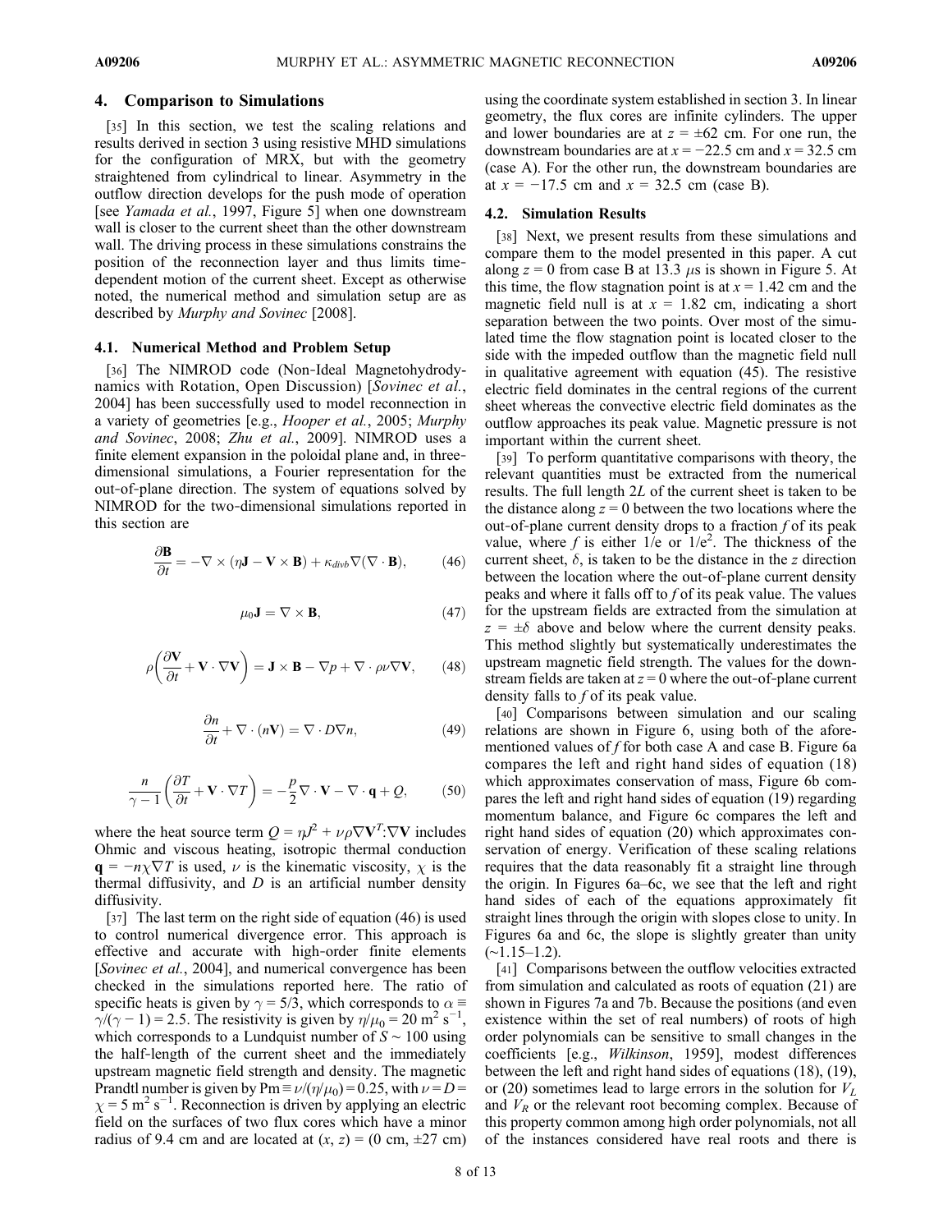## 4. Comparison to Simulations

[35] In this section, we test the scaling relations and results derived in section 3 using resistive MHD simulations for the configuration of MRX, but with the geometry straightened from cylindrical to linear. Asymmetry in the outflow direction develops for the push mode of operation [see *Yamada et al.*, 1997, Figure 5] when one downstream wall is closer to the current sheet than the other downstream wall. The driving process in these simulations constrains the position of the reconnection layer and thus limits time-dependent motion of the current sheet. Except as otherwise noted, the numerical method and simulation setup are as described by *Murphy and Sovinec* [2008].

### 4.1. Numerical Method and Problem Setup

[36] The NIMROD code (Non-Ideal Magnetohydrodynamics with Rotation, Open Discussion) [*Sovinec et al.*, 2004] has been successfully used to model reconnection in a variety of geometries [e.g., *Hooper et al.*, 2005; *Murphy and Sovinec*, 2008; *Zhu et al.*, 2009]. NIMROD uses a finite element expansion in the poloidal plane and, in three-dimensional simulations, a Fourier representation for the out-of-plane direction. The system of equations solved by NIMROD for the two-dimensional simulations reported in this section are

$$\frac{\partial \mathbf{B}}{\partial t} = -\nabla \times (\eta \mathbf{J} - \mathbf{V} \times \mathbf{B}) + \kappa_{divb} \nabla(\nabla \cdot \mathbf{B}), \qquad (46)$$

$$\mu_0 \mathbf{J} = \nabla \times \mathbf{B}, \qquad (47)$$

$$\rho\left(\frac{\partial \mathbf{V}}{\partial t} + \mathbf{V} \cdot \nabla \mathbf{V}\right) = \mathbf{J} \times \mathbf{B} - \nabla p + \nabla \cdot \rho \nu \nabla \mathbf{V}, \qquad (48)$$

$$\frac{\partial n}{\partial t} + \nabla \cdot (n\mathbf{V}) = \nabla \cdot D \nabla n, \qquad (49)$$

$$\frac{n}{\gamma - 1}\left(\frac{\partial T}{\partial t} + \mathbf{V} \cdot \nabla T\right) = -\frac{p}{2} \nabla \cdot \mathbf{V} - \nabla \cdot \mathbf{q} + Q, \qquad (50)$$

where the heat source term $Q = \eta J^2 + \nu\rho\nabla\mathbf{V}^T\!:\!\nabla\mathbf{V}$ includes Ohmic and viscous heating, isotropic thermal conduction $\mathbf{q} = -n\chi\nabla T$ is used, $\nu$ is the kinematic viscosity, $\chi$ is the thermal diffusivity, and $D$ is an artificial number density diffusivity.

[37] The last term on the right side of equation (46) is used to control numerical divergence error. This approach is effective and accurate with high-order finite elements [*Sovinec et al.*, 2004], and numerical convergence has been checked in the simulations reported here. The ratio of specific heats is given by $\gamma = 5/3$, which corresponds to $\alpha \equiv \gamma/(\gamma - 1) = 2.5$. The resistivity is given by $\eta/\mu_0 = 20$ m$^2$ s$^{-1}$, which corresponds to a Lundquist number of $S \sim 100$ using the half-length of the current sheet and the immediately upstream magnetic field strength and density. The magnetic Prandtl number is given by $\mathrm{Pm} \equiv \nu/(\eta/\mu_0) = 0.25$, with $\nu = D = \chi = 5$ m$^2$ s$^{-1}$. Reconnection is driven by applying an electric field on the surfaces of two flux cores which have a minor radius of 9.4 cm and are located at $(x, z) = (0$ cm, $\pm 27$ cm$)$ using the coordinate system established in section 3. In linear geometry, the flux cores are infinite cylinders. The upper and lower boundaries are at $z = \pm 62$ cm. For one run, the downstream boundaries are at $x = -22.5$ cm and $x = 32.5$ cm (case A). For the other run, the downstream boundaries are at $x = -17.5$ cm and $x = 32.5$ cm (case B).

### 4.2. Simulation Results

[38] Next, we present results from these simulations and compare them to the model presented in this paper. A cut along $z = 0$ from case B at 13.3 $\mu$s is shown in Figure 5. At this time, the flow stagnation point is at $x = 1.42$ cm and the magnetic field null is at $x = 1.82$ cm, indicating a short separation between the two points. Over most of the simulated time the flow stagnation point is located closer to the side with the impeded outflow than the magnetic field null in qualitative agreement with equation (45). The resistive electric field dominates in the central regions of the current sheet whereas the convective electric field dominates as the outflow approaches its peak value. Magnetic pressure is not important within the current sheet.

[39] To perform quantitative comparisons with theory, the relevant quantities must be extracted from the numerical results. The full length $2L$ of the current sheet is taken to be the distance along $z = 0$ between the two locations where the out-of-plane current density drops to a fraction $f$ of its peak value, where $f$ is either $1/e$ or $1/e^2$. The thickness of the current sheet, $\delta$, is taken to be the distance in the $z$ direction between the location where the out-of-plane current density peaks and where it falls off to $f$ of its peak value. The values for the upstream fields are extracted from the simulation at $z = \pm\delta$ above and below where the current density peaks. This method slightly but systematically underestimates the upstream magnetic field strength. The values for the downstream fields are taken at $z = 0$ where the out-of-plane current density falls to $f$ of its peak value.

[40] Comparisons between simulation and our scaling relations are shown in Figure 6, using both of the aforementioned values of $f$ for both case A and case B. Figure 6a compares the left and right hand sides of equation (18) which approximates conservation of mass, Figure 6b compares the left and right hand sides of equation (19) regarding momentum balance, and Figure 6c compares the left and right hand sides of equation (20) which approximates conservation of energy. Verification of these scaling relations requires that the data reasonably fit a straight line through the origin. In Figures 6a–6c, we see that the left and right hand sides of each of the equations approximately fit straight lines through the origin with slopes close to unity. In Figures 6a and 6c, the slope is slightly greater than unity (~1.15–1.2).

[41] Comparisons between the outflow velocities extracted from simulation and calculated as roots of equation (21) are shown in Figures 7a and 7b. Because the positions (and even existence within the set of real numbers) of roots of high order polynomials can be sensitive to small changes in the coefficients [e.g., *Wilkinson*, 1959], modest differences between the left and right hand sides of equations (18), (19), or (20) sometimes lead to large errors in the solution for $V_L$ and $V_R$ or the relevant root becoming complex. Because of this property common among high order polynomials, not all of the instances considered have real roots and there is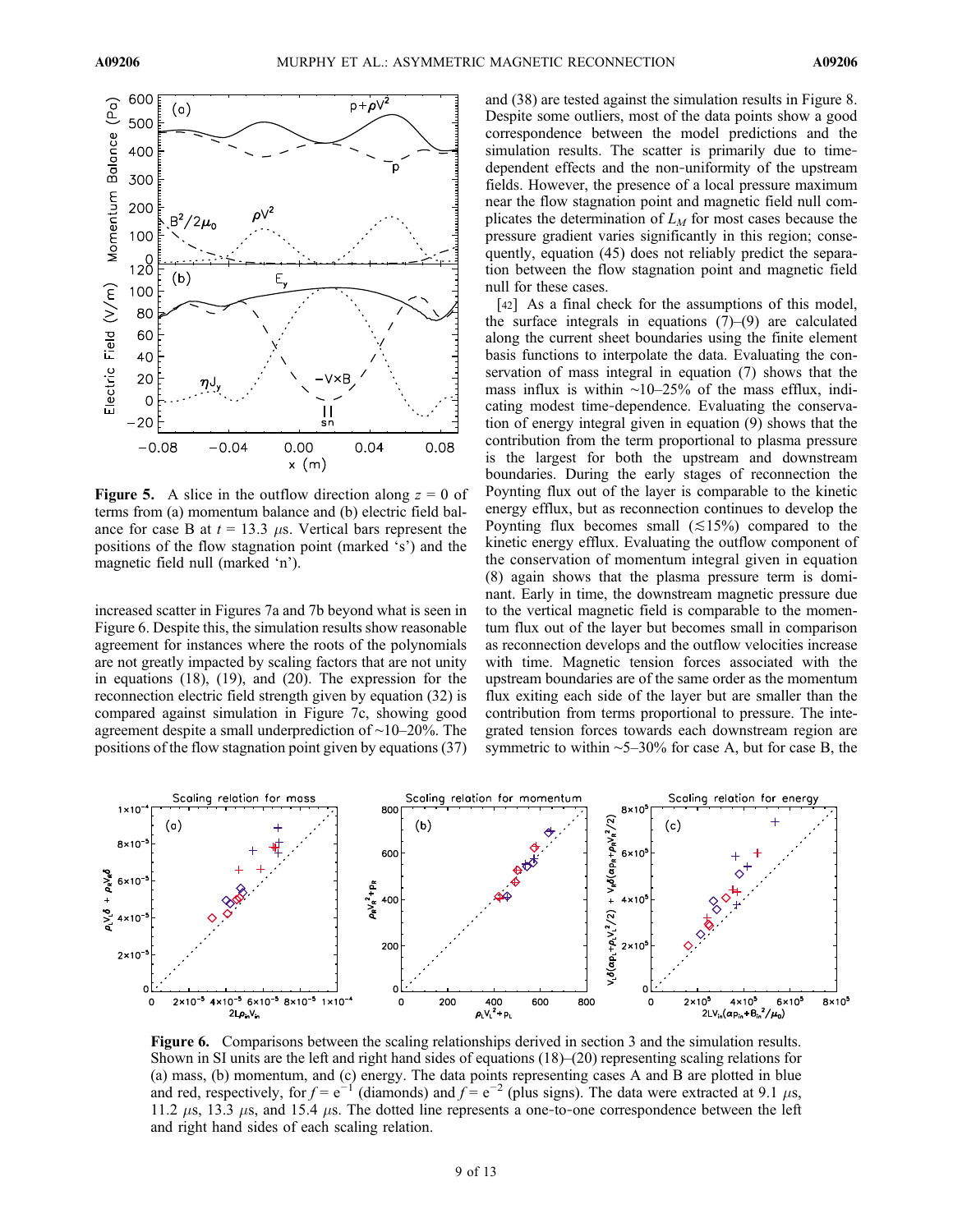**Figure 5.** A slice in the outflow direction along $z = 0$ of terms from (a) momentum balance and (b) electric field balance for case B at $t = 13.3$ $\mu$s. Vertical bars represent the positions of the flow stagnation point (marked 's') and the magnetic field null (marked 'n').

increased scatter in Figures 7a and 7b beyond what is seen in Figure 6. Despite this, the simulation results show reasonable agreement for instances where the roots of the polynomials are not greatly impacted by scaling factors that are not unity in equations (18), (19), and (20). The expression for the reconnection electric field strength given by equation (32) is compared against simulation in Figure 7c, showing good agreement despite a small underprediction of ~10–20%. The positions of the flow stagnation point given by equations (37) and (38) are tested against the simulation results in Figure 8. Despite some outliers, most of the data points show a good correspondence between the model predictions and the simulation results. The scatter is primarily due to time-dependent effects and the non-uniformity of the upstream fields. However, the presence of a local pressure maximum near the flow stagnation point and magnetic field null complicates the determination of $L_M$ for most cases because the pressure gradient varies significantly in this region; consequently, equation (45) does not reliably predict the separation between the flow stagnation point and magnetic field null for these cases.

[42] As a final check for the assumptions of this model, the surface integrals in equations (7)–(9) are calculated along the current sheet boundaries using the finite element basis functions to interpolate the data. Evaluating the conservation of mass integral in equation (7) shows that the mass influx is within ~10–25% of the mass efflux, indicating modest time-dependence. Evaluating the conservation of energy integral given in equation (9) shows that the contribution from the term proportional to plasma pressure is the largest for both the upstream and downstream boundaries. During the early stages of reconnection the Poynting flux out of the layer is comparable to the kinetic energy efflux, but as reconnection continues to develop the Poynting flux becomes small ($\lesssim$15%) compared to the kinetic energy efflux. Evaluating the outflow component of the conservation of momentum integral given in equation (8) again shows that the plasma pressure term is dominant. Early in time, the downstream magnetic pressure due to the vertical magnetic field is comparable to the momentum flux out of the layer but becomes small in comparison as reconnection develops and the outflow velocities increase with time. Magnetic tension forces associated with the upstream boundaries are of the same order as the momentum flux exiting each side of the layer but are smaller than the contribution from terms proportional to pressure. The integrated tension forces towards each downstream region are symmetric to within ~5–30% for case A, but for case B, the

**Figure 6.** Comparisons between the scaling relationships derived in section 3 and the simulation results. Shown in SI units are the left and right hand sides of equations (18)–(20) representing scaling relations for (a) mass, (b) momentum, and (c) energy. The data points representing cases A and B are plotted in blue and red, respectively, for $f = e^{-1}$ (diamonds) and $f = e^{-2}$ (plus signs). The data were extracted at 9.1 $\mu$s, 11.2 $\mu$s, 13.3 $\mu$s, and 15.4 $\mu$s. The dotted line represents a one-to-one correspondence between the left and right hand sides of each scaling relation.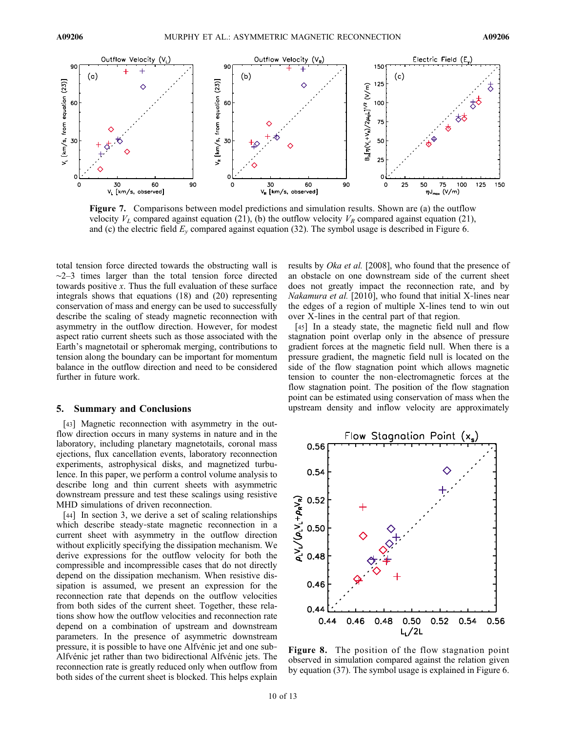Figure 7. Comparisons between model predictions and simulation results. Shown are (a) the outflow velocity $V_L$ compared against equation (21), (b) the outflow velocity $V_R$ compared against equation (21), and (c) the electric field $E_y$ compared against equation (32). The symbol usage is described in Figure 6.

total tension force directed towards the obstructing wall is ~2–3 times larger than the total tension force directed towards positive $x$. Thus the full evaluation of these surface integrals shows that equations (18) and (20) representing conservation of mass and energy can be used to successfully describe the scaling of steady magnetic reconnection with asymmetry in the outflow direction. However, for modest aspect ratio current sheets such as those associated with the Earth's magnetotail or spheromak merging, contributions to tension along the boundary can be important for momentum balance in the outflow direction and need to be considered further in future work.

## 5. Summary and Conclusions

[43] Magnetic reconnection with asymmetry in the outflow direction occurs in many systems in nature and in the laboratory, including planetary magnetotails, coronal mass ejections, flux cancellation events, laboratory reconnection experiments, astrophysical disks, and magnetized turbulence. In this paper, we perform a control volume analysis to describe long and thin current sheets with asymmetric downstream pressure and test these scalings using resistive MHD simulations of driven reconnection.

[44] In section 3, we derive a set of scaling relationships which describe steady-state magnetic reconnection in a current sheet with asymmetry in the outflow direction without explicitly specifying the dissipation mechanism. We derive expressions for the outflow velocity for both the compressible and incompressible cases that do not directly depend on the dissipation mechanism. When resistive dissipation is assumed, we present an expression for the reconnection rate that depends on the outflow velocities from both sides of the current sheet. Together, these relations show how the outflow velocities and reconnection rate depend on a combination of upstream and downstream parameters. In the presence of asymmetric downstream pressure, it is possible to have one Alfvénic jet and one sub-Alfvénic jet rather than two bidirectional Alfvénic jets. The reconnection rate is greatly reduced only when outflow from both sides of the current sheet is blocked. This helps explain results by *Oka et al.* [2008], who found that the presence of an obstacle on one downstream side of the current sheet does not greatly impact the reconnection rate, and by *Nakamura et al.* [2010], who found that initial X-lines near the edges of a region of multiple X-lines tend to win out over X-lines in the central part of that region.

[45] In a steady state, the magnetic field null and flow stagnation point overlap only in the absence of pressure gradient forces at the magnetic field null. When there is a pressure gradient, the magnetic field null is located on the side of the flow stagnation point which allows magnetic tension to counter the non-electromagnetic forces at the flow stagnation point. The position of the flow stagnation point can be estimated using conservation of mass when the upstream density and inflow velocity are approximately

Figure 8. The position of the flow stagnation point observed in simulation compared against the relation given by equation (37). The symbol usage is explained in Figure 6.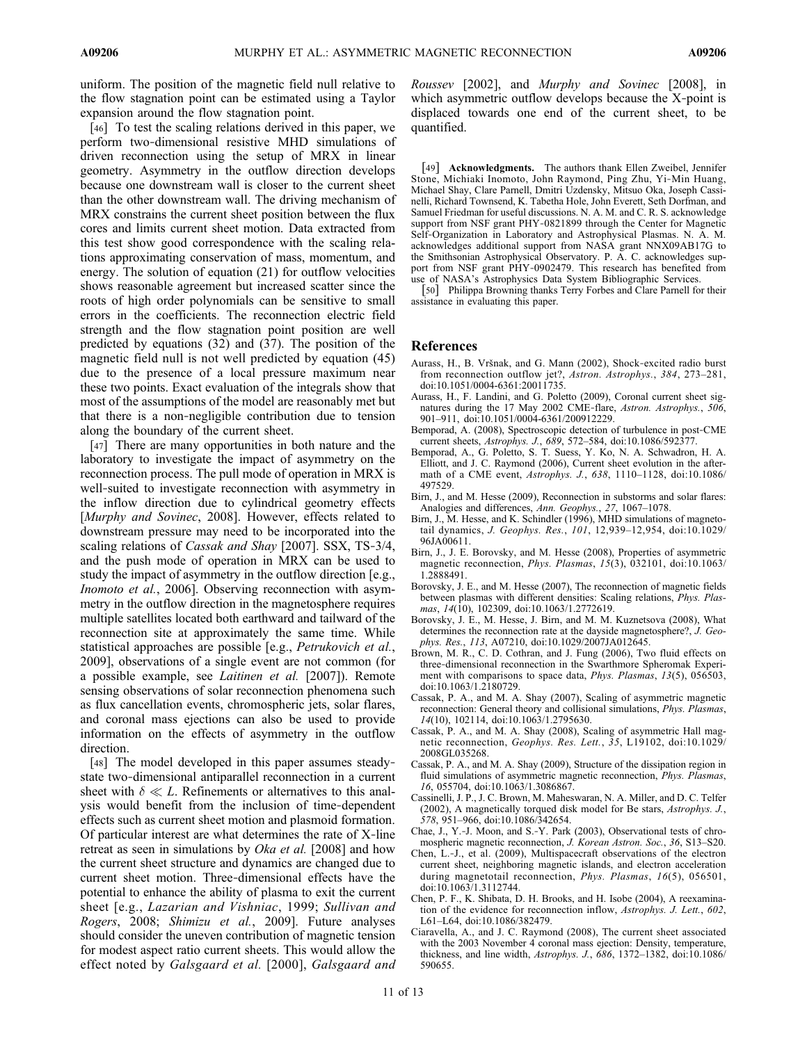uniform. The position of the magnetic field null relative to the flow stagnation point can be estimated using a Taylor expansion around the flow stagnation point.

[46] To test the scaling relations derived in this paper, we perform two-dimensional resistive MHD simulations of driven reconnection using the setup of MRX in linear geometry. Asymmetry in the outflow direction develops because one downstream wall is closer to the current sheet than the other downstream wall. The driving mechanism of MRX constrains the current sheet position between the flux cores and limits current sheet motion. Data extracted from this test show good correspondence with the scaling relations approximating conservation of mass, momentum, and energy. The solution of equation (21) for outflow velocities shows reasonable agreement but increased scatter since the roots of high order polynomials can be sensitive to small errors in the coefficients. The reconnection electric field strength and the flow stagnation point position are well predicted by equations (32) and (37). The position of the magnetic field null is not well predicted by equation (45) due to the presence of a local pressure maximum near these two points. Exact evaluation of the integrals show that most of the assumptions of the model are reasonably met but that there is a non-negligible contribution due to tension along the boundary of the current sheet.

[47] There are many opportunities in both nature and the laboratory to investigate the impact of asymmetry on the reconnection process. The pull mode of operation in MRX is well-suited to investigate reconnection with asymmetry in the inflow direction due to cylindrical geometry effects [*Murphy and Sovinec*, 2008]. However, effects related to downstream pressure may need to be incorporated into the scaling relations of *Cassak and Shay* [2007]. SSX, TS-3/4, and the push mode of operation in MRX can be used to study the impact of asymmetry in the outflow direction [e.g., *Inomoto et al.*, 2006]. Observing reconnection with asymmetry in the outflow direction in the magnetosphere requires multiple satellites located both earthward and tailward of the reconnection site at approximately the same time. While statistical approaches are possible [e.g., *Petrukovich et al.*, 2009], observations of a single event are not common (for a possible example, see *Laitinen et al.* [2007]). Remote sensing observations of solar reconnection phenomena such as flux cancellation events, chromospheric jets, solar flares, and coronal mass ejections can also be used to provide information on the effects of asymmetry in the outflow direction.

[48] The model developed in this paper assumes steady-state two-dimensional antiparallel reconnection in a current sheet with $\delta \ll L$. Refinements or alternatives to this analysis would benefit from the inclusion of time-dependent effects such as current sheet motion and plasmoid formation. Of particular interest are what determines the rate of X-line retreat as seen in simulations by *Oka et al.* [2008] and how the current sheet structure and dynamics are changed due to current sheet motion. Three-dimensional effects have the potential to enhance the ability of plasma to exit the current sheet [e.g., *Lazarian and Vishniac*, 1999; *Sullivan and Rogers*, 2008; *Shimizu et al.*, 2009]. Future analyses should consider the uneven contribution of magnetic tension for modest aspect ratio current sheets. This would allow the effect noted by *Galsgaard et al.* [2000], *Galsgaard and Roussev* [2002], and *Murphy and Sovinec* [2008], in which asymmetric outflow develops because the X-point is displaced towards one end of the current sheet, to be quantified.

[49] **Acknowledgments.** The authors thank Ellen Zweibel, Jennifer Stone, Michiaki Inomoto, John Raymond, Ping Zhu, Yi-Min Huang, Michael Shay, Clare Parnell, Dmitri Uzdensky, Mitsuo Oka, Joseph Cassinelli, Richard Townsend, K. Tabetha Hole, John Everett, Seth Dorfman, and Samuel Friedman for useful discussions. N. A. M. and C. R. S. acknowledge support from NSF grant PHY-0821899 through the Center for Magnetic Self-Organization in Laboratory and Astrophysical Plasmas. N. A. M. acknowledges additional support from NASA grant NNX09AB17G to the Smithsonian Astrophysical Observatory. P. A. C. acknowledges support from NSF grant PHY-0902479. This research has benefited from use of NASA's Astrophysics Data System Bibliographic Services.

[50] Philippa Browning thanks Terry Forbes and Clare Parnell for their assistance in evaluating this paper.

## References

Aurass, H., B. Vršnak, and G. Mann (2002), Shock-excited radio burst from reconnection outflow jet?, *Astron. Astrophys.*, *384*, 273–281, doi:10.1051/0004-6361:20011735.

Aurass, H., F. Landini, and G. Poletto (2009), Coronal current sheet signatures during the 17 May 2002 CME-flare, *Astron. Astrophys.*, *506*, 901–911, doi:10.1051/0004-6361/200912229.

Bemporad, A. (2008), Spectroscopic detection of turbulence in post-CME current sheets, *Astrophys. J.*, *689*, 572–584, doi:10.1086/592377.

Bemporad, A., G. Poletto, S. T. Suess, Y. Ko, N. A. Schwadron, H. A. Elliott, and J. C. Raymond (2006), Current sheet evolution in the aftermath of a CME event, *Astrophys. J.*, *638*, 1110–1128, doi:10.1086/497529.

Birn, J., and M. Hesse (2009), Reconnection in substorms and solar flares: Analogies and differences, *Ann. Geophys.*, *27*, 1067–1078.

Birn, J., M. Hesse, and K. Schindler (1996), MHD simulations of magnetotail dynamics, *J. Geophys. Res.*, *101*, 12,939–12,954, doi:10.1029/96JA00611.

Birn, J., J. E. Borovsky, and M. Hesse (2008), Properties of asymmetric magnetic reconnection, *Phys. Plasmas*, *15*(3), 032101, doi:10.1063/1.2888491.

Borovsky, J. E., and M. Hesse (2007), The reconnection of magnetic fields between plasmas with different densities: Scaling relations, *Phys. Plasmas*, *14*(10), 102309, doi:10.1063/1.2772619.

Borovsky, J. E., M. Hesse, J. Birn, and M. M. Kuznetsova (2008), What determines the reconnection rate at the dayside magnetosphere?, *J. Geophys. Res.*, *113*, A07210, doi:10.1029/2007JA012645.

Brown, M. R., C. D. Cothran, and J. Fung (2006), Two fluid effects on three-dimensional reconnection in the Swarthmore Spheromak Experiment with comparisons to space data, *Phys. Plasmas*, *13*(5), 056503, doi:10.1063/1.2180729.

Cassak, P. A., and M. A. Shay (2007), Scaling of asymmetric magnetic reconnection: General theory and collisional simulations, *Phys. Plasmas*, *14*(10), 102114, doi:10.1063/1.2795630.

Cassak, P. A., and M. A. Shay (2008), Scaling of asymmetric Hall magnetic reconnection, *Geophys. Res. Lett.*, *35*, L19102, doi:10.1029/2008GL035268.

Cassak, P. A., and M. A. Shay (2009), Structure of the dissipation region in fluid simulations of asymmetric magnetic reconnection, *Phys. Plasmas*, *16*, 055704, doi:10.1063/1.3086867.

Cassinelli, J. P., J. C. Brown, M. Maheswaran, N. A. Miller, and D. C. Telfer (2002), A magnetically torqued disk model for Be stars, *Astrophys. J.*, *578*, 951–966, doi:10.1086/342654.

Chae, J., Y.-J. Moon, and S.-Y. Park (2003), Observational tests of chromospheric magnetic reconnection, *J. Korean Astron. Soc.*, *36*, S13–S20.

Chen, L.-J., et al. (2009), Multispacecraft observations of the electron current sheet, neighboring magnetic islands, and electron acceleration during magnetotail reconnection, *Phys. Plasmas*, *16*(5), 056501, doi:10.1063/1.3112744.

Chen, P. F., K. Shibata, D. H. Brooks, and H. Isobe (2004), A reexamination of the evidence for reconnection inflow, *Astrophys. J. Lett.*, *602*, L61–L64, doi:10.1086/382479.

Ciaravella, A., and J. C. Raymond (2008), The current sheet associated with the 2003 November 4 coronal mass ejection: Density, temperature, thickness, and line width, *Astrophys. J.*, *686*, 1372–1382, doi:10.1086/590655.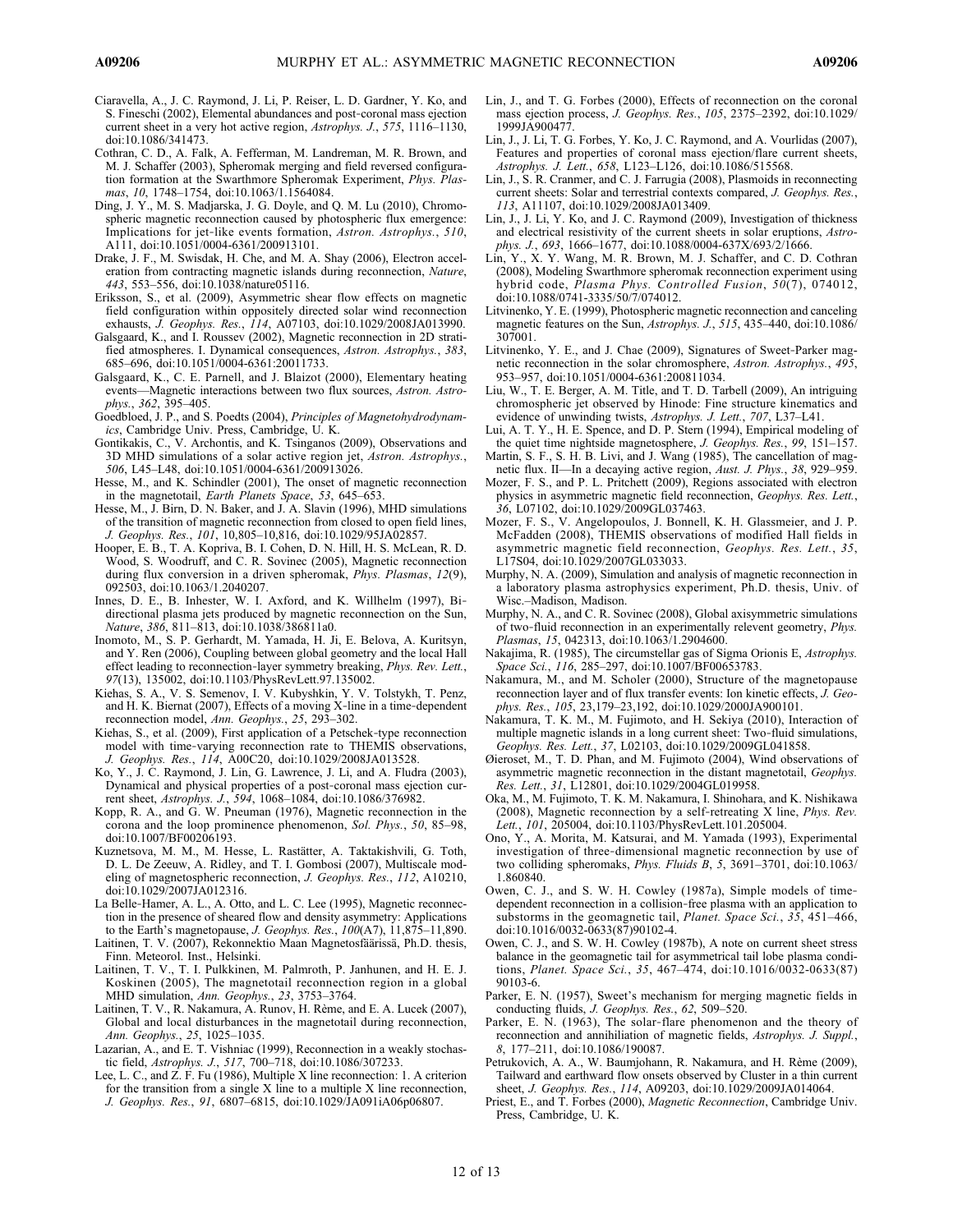Ciaravella, A., J. C. Raymond, J. Li, P. Reiser, L. D. Gardner, Y. Ko, and S. Fineschi (2002), Elemental abundances and post-coronal mass ejection current sheet in a very hot active region, *Astrophys. J.*, *575*, 1116–1130, doi:10.1086/341473.

Cothran, C. D., A. Falk, A. Fefferman, M. Landreman, M. R. Brown, and M. J. Schaffer (2003), Spheromak merging and field reversed configuration formation at the Swarthmore Spheromak Experiment, *Phys. Plasmas*, *10*, 1748–1754, doi:10.1063/1.1564084.

Ding, J. Y., M. S. Madjarska, J. G. Doyle, and Q. M. Lu (2010), Chromospheric magnetic reconnection caused by photospheric flux emergence: Implications for jet-like events formation, *Astron. Astrophys.*, *510*, A111, doi:10.1051/0004-6361/200913101.

Drake, J. F., M. Swisdak, H. Che, and M. A. Shay (2006), Electron acceleration from contracting magnetic islands during reconnection, *Nature*, *443*, 553–556, doi:10.1038/nature05116.

Eriksson, S., et al. (2009), Asymmetric shear flow effects on magnetic field configuration within oppositely directed solar wind reconnection exhausts, *J. Geophys. Res.*, *114*, A07103, doi:10.1029/2008JA013990.

Galsgaard, K., and I. Roussev (2002), Magnetic reconnection in 2D stratified atmospheres. I. Dynamical consequences, *Astron. Astrophys.*, *383*, 685–696, doi:10.1051/0004-6361:20011733.

Galsgaard, K., C. E. Parnell, and J. Blaizot (2000), Elementary heating events—Magnetic interactions between two flux sources, *Astron. Astrophys.*, *362*, 395–405.

Goedbloed, J. P., and S. Poedts (2004), *Principles of Magnetohydrodynamics*, Cambridge Univ. Press, Cambridge, U. K.

Gontikakis, C., V. Archontis, and K. Tsinganos (2009), Observations and 3D MHD simulations of a solar active region jet, *Astron. Astrophys.*, *506*, L45–L48, doi:10.1051/0004-6361/200913026.

Hesse, M., and K. Schindler (2001), The onset of magnetic reconnection in the magnetotail, *Earth Planets Space*, *53*, 645–653.

Hesse, M., J. Birn, D. N. Baker, and J. A. Slavin (1996), MHD simulations of the transition of magnetic reconnection from closed to open field lines, *J. Geophys. Res.*, *101*, 10,805–10,816, doi:10.1029/95JA02857.

Hooper, E. B., T. A. Kopriva, B. I. Cohen, D. N. Hill, H. S. McLean, R. D. Wood, S. Woodruff, and C. R. Sovinec (2005), Magnetic reconnection during flux conversion in a driven spheromak, *Phys. Plasmas*, *12*(9), 092503, doi:10.1063/1.2040207.

Innes, D. E., B. Inhester, W. I. Axford, and K. Willhelm (1997), Bi-directional plasma jets produced by magnetic reconnection on the Sun, *Nature*, *386*, 811–813, doi:10.1038/386811a0.

Inomoto, M., S. P. Gerhardt, M. Yamada, H. Ji, E. Belova, A. Kuritsyn, and Y. Ren (2006), Coupling between global geometry and the local Hall effect leading to reconnection-layer symmetry breaking, *Phys. Rev. Lett.*, *97*(13), 135002, doi:10.1103/PhysRevLett.97.135002.

Kiehas, S. A., V. S. Semenov, I. V. Kubyshkin, Y. V. Tolstykh, T. Penz, and H. K. Biernat (2007), Effects of a moving X-line in a time-dependent reconnection model, *Ann. Geophys.*, *25*, 293–302.

Kiehas, S., et al. (2009), First application of a Petschek-type reconnection model with time-varying reconnection rate to THEMIS observations, *J. Geophys. Res.*, *114*, A00C20, doi:10.1029/2008JA013528.

Ko, Y., J. C. Raymond, J. Lin, G. Lawrence, J. Li, and A. Fludra (2003), Dynamical and physical properties of a post-coronal mass ejection current sheet, *Astrophys. J.*, *594*, 1068–1084, doi:10.1086/376982.

Kopp, R. A., and G. W. Pneuman (1976), Magnetic reconnection in the corona and the loop prominence phenomenon, *Sol. Phys.*, *50*, 85–98, doi:10.1007/BF00206193.

Kuznetsova, M. M., M. Hesse, L. Rastätter, A. Taktakishvili, G. Toth, D. L. De Zeeuw, A. Ridley, and T. I. Gombosi (2007), Multiscale modeling of magnetospheric reconnection, *J. Geophys. Res.*, *112*, A10210, doi:10.1029/2007JA012316.

La Belle-Hamer, A. L., A. Otto, and L. C. Lee (1995), Magnetic reconnection in the presence of sheared flow and density asymmetry: Applications to the Earth's magnetopause, *J. Geophys. Res.*, *100*(A7), 11,875–11,890.

Laitinen, T. V. (2007), Rekonnektio Maan Magnetosfäärissä, Ph.D. thesis, Finn. Meteorol. Inst., Helsinki.

Laitinen, T. V., T. I. Pulkkinen, M. Palmroth, P. Janhunen, and H. E. J. Koskinen (2005), The magnetotail reconnection region in a global MHD simulation, *Ann. Geophys.*, *23*, 3753–3764.

Laitinen, T. V., R. Nakamura, A. Runov, H. Rème, and E. A. Lucek (2007), Global and local disturbances in the magnetotail during reconnection, *Ann. Geophys.*, *25*, 1025–1035.

Lazarian, A., and E. T. Vishniac (1999), Reconnection in a weakly stochastic field, *Astrophys. J.*, *517*, 700–718, doi:10.1086/307233.

Lee, L. C., and Z. F. Fu (1986), Multiple X line reconnection: 1. A criterion for the transition from a single X line to a multiple X line reconnection, *J. Geophys. Res.*, *91*, 6807–6815, doi:10.1029/JA091iA06p06807.

Lin, J., and T. G. Forbes (2000), Effects of reconnection on the coronal mass ejection process, *J. Geophys. Res.*, *105*, 2375–2392, doi:10.1029/1999JA900477.

Lin, J., J. Li, T. G. Forbes, Y. Ko, J. C. Raymond, and A. Vourlidas (2007), Features and properties of coronal mass ejection/flare current sheets, *Astrophys. J. Lett.*, *658*, L123–L126, doi:10.1086/515568.

Lin, J., S. R. Cranmer, and C. J. Farrugia (2008), Plasmoids in reconnecting current sheets: Solar and terrestrial contexts compared, *J. Geophys. Res.*, *113*, A11107, doi:10.1029/2008JA013409.

Lin, J., J. Li, Y. Ko, and J. C. Raymond (2009), Investigation of thickness and electrical resistivity of the current sheets in solar eruptions, *Astrophys. J.*, *693*, 1666–1677, doi:10.1088/0004-637X/693/2/1666.

Lin, Y., X. Y. Wang, M. R. Brown, M. J. Schaffer, and C. D. Cothran (2008), Modeling Swarthmore spheromak reconnection experiment using hybrid code, *Plasma Phys. Controlled Fusion*, *50*(7), 074012, doi:10.1088/0741-3335/50/7/074012.

Litvinenko, Y. E. (1999), Photospheric magnetic reconnection and canceling magnetic features on the Sun, *Astrophys. J.*, *515*, 435–440, doi:10.1086/307001.

Litvinenko, Y. E., and J. Chae (2009), Signatures of Sweet-Parker magnetic reconnection in the solar chromosphere, *Astron. Astrophys.*, *495*, 953–957, doi:10.1051/0004-6361:200811034.

Liu, W., T. E. Berger, A. M. Title, and T. D. Tarbell (2009), An intriguing chromospheric jet observed by Hinode: Fine structure kinematics and evidence of unwinding twists, *Astrophys. J. Lett.*, *707*, L37–L41.

Lui, A. T. Y., H. E. Spence, and D. P. Stern (1994), Empirical modeling of the quiet time nightside magnetosphere, *J. Geophys. Res.*, *99*, 151–157.

Martin, S. F., S. H. B. Livi, and J. Wang (1985), The cancellation of magnetic flux. II—In a decaying active region, *Aust. J. Phys.*, *38*, 929–959.

Mozer, F. S., and P. L. Pritchett (2009), Regions associated with electron physics in asymmetric magnetic field reconnection, *Geophys. Res. Lett.*, *36*, L07102, doi:10.1029/2009GL037463.

Mozer, F. S., V. Angelopoulos, J. Bonnell, K. H. Glassmeier, and J. P. McFadden (2008), THEMIS observations of modified Hall fields in asymmetric magnetic field reconnection, *Geophys. Res. Lett.*, *35*, L17S04, doi:10.1029/2007GL033033.

Murphy, N. A. (2009), Simulation and analysis of magnetic reconnection in a laboratory plasma astrophysics experiment, Ph.D. thesis, Univ. of Wisc.–Madison, Madison.

Murphy, N. A., and C. R. Sovinec (2008), Global axisymmetric simulations of two-fluid reconnection in an experimentally relevent geometry, *Phys. Plasmas*, *15*, 042313, doi:10.1063/1.2904600.

Nakajima, R. (1985), The circumstellar gas of Sigma Orionis E, *Astrophys. Space Sci.*, *116*, 285–297, doi:10.1007/BF00653783.

Nakamura, M., and M. Scholer (2000), Structure of the magnetopause reconnection layer and of flux transfer events: Ion kinetic effects, *J. Geophys. Res.*, *105*, 23,179–23,192, doi:10.1029/2000JA900101.

Nakamura, T. K. M., M. Fujimoto, and H. Sekiya (2010), Interaction of multiple magnetic islands in a long current sheet: Two-fluid simulations, *Geophys. Res. Lett.*, *37*, L02103, doi:10.1029/2009GL041858.

Øieroset, M., T. D. Phan, and M. Fujimoto (2004), Wind observations of asymmetric magnetic reconnection in the distant magnetotail, *Geophys. Res. Lett.*, *31*, L12801, doi:10.1029/2004GL019958.

Oka, M., M. Fujimoto, T. K. M. Nakamura, I. Shinohara, and K. Nishikawa (2008), Magnetic reconnection by a self-retreating X line, *Phys. Rev. Lett.*, *101*, 205004, doi:10.1103/PhysRevLett.101.205004.

Ono, Y., A. Morita, M. Katsurai, and M. Yamada (1993), Experimental investigation of three-dimensional magnetic reconnection by use of two colliding spheromaks, *Phys. Fluids B*, *5*, 3691–3701, doi:10.1063/1.860840.

Owen, C. J., and S. W. H. Cowley (1987a), Simple models of time-dependent reconnection in a collision-free plasma with an application to substorms in the geomagnetic tail, *Planet. Space Sci.*, *35*, 451–466, doi:10.1016/0032-0633(87)90102-4.

Owen, C. J., and S. W. H. Cowley (1987b), A note on current sheet stress balance in the geomagnetic tail for asymmetrical tail lobe plasma conditions, *Planet. Space Sci.*, *35*, 467–474, doi:10.1016/0032-0633(87)90103-6.

Parker, E. N. (1957), Sweet's mechanism for merging magnetic fields in conducting fluids, *J. Geophys. Res.*, *62*, 509–520.

Parker, E. N. (1963), The solar-flare phenomenon and the theory of reconnection and annihiliation of magnetic fields, *Astrophys. J. Suppl.*, *8*, 177–211, doi:10.1086/190087.

Petrukovich, A. A., W. Baumjohann, R. Nakamura, and H. Rème (2009), Tailward and earthward flow onsets observed by Cluster in a thin current sheet, *J. Geophys. Res.*, *114*, A09203, doi:10.1029/2009JA014064.

Priest, E., and T. Forbes (2000), *Magnetic Reconnection*, Cambridge Univ. Press, Cambridge, U. K.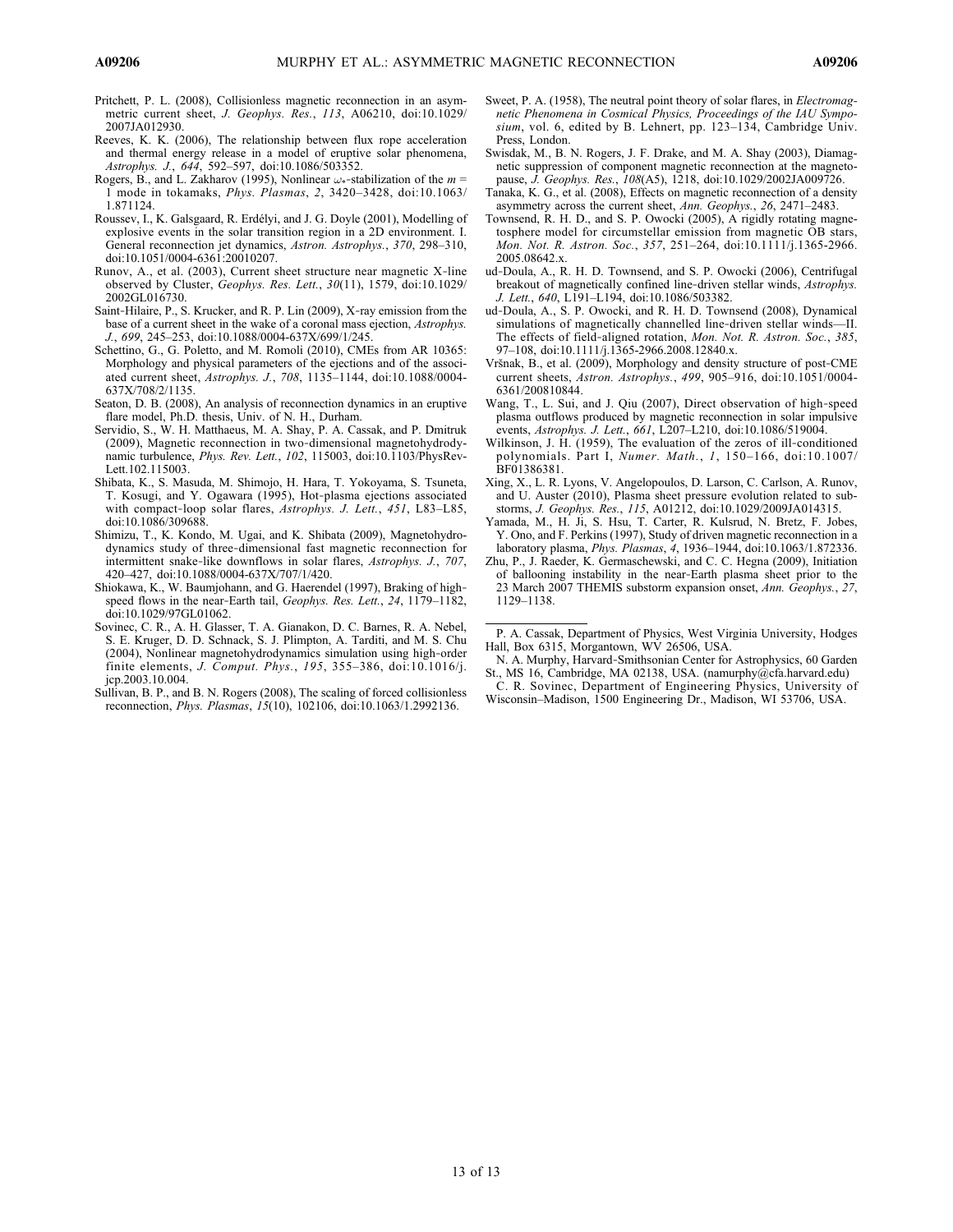Pritchett, P. L. (2008), Collisionless magnetic reconnection in an asymmetric current sheet, *J. Geophys. Res.*, *113*, A06210, doi:10.1029/2007JA012930.

Reeves, K. K. (2006), The relationship between flux rope acceleration and thermal energy release in a model of eruptive solar phenomena, *Astrophys. J.*, *644*, 592–597, doi:10.1086/503352.

Rogers, B., and L. Zakharov (1995), Nonlinear $\omega_*$-stabilization of the $m = 1$ mode in tokamaks, *Phys. Plasmas*, *2*, 3420–3428, doi:10.1063/1.871124.

Roussev, I., K. Galsgaard, R. Erdélyi, and J. G. Doyle (2001), Modelling of explosive events in the solar transition region in a 2D environment. I. General reconnection jet dynamics, *Astron. Astrophys.*, *370*, 298–310, doi:10.1051/0004-6361:20010207.

Runov, A., et al. (2003), Current sheet structure near magnetic X-line observed by Cluster, *Geophys. Res. Lett.*, *30*(11), 1579, doi:10.1029/2002GL016730.

Saint-Hilaire, P., S. Krucker, and R. P. Lin (2009), X-ray emission from the base of a current sheet in the wake of a coronal mass ejection, *Astrophys. J.*, *699*, 245–253, doi:10.1088/0004-637X/699/1/245.

Schettino, G., G. Poletto, and M. Romoli (2010), CMEs from AR 10365: Morphology and physical parameters of the ejections and of the associated current sheet, *Astrophys. J.*, *708*, 1135–1144, doi:10.1088/0004-637X/708/2/1135.

Seaton, D. B. (2008), An analysis of reconnection dynamics in an eruptive flare model, Ph.D. thesis, Univ. of N. H., Durham.

Servidio, S., W. H. Matthaeus, M. A. Shay, P. A. Cassak, and P. Dmitruk (2009), Magnetic reconnection in two-dimensional magnetohydrodynamic turbulence, *Phys. Rev. Lett.*, *102*, 115003, doi:10.1103/PhysRevLett.102.115003.

Shibata, K., S. Masuda, M. Shimojo, H. Hara, T. Yokoyama, S. Tsuneta, T. Kosugi, and Y. Ogawara (1995), Hot-plasma ejections associated with compact-loop solar flares, *Astrophys. J. Lett.*, *451*, L83–L85, doi:10.1086/309688.

Shimizu, T., K. Kondo, M. Ugai, and K. Shibata (2009), Magnetohydrodynamics study of three-dimensional fast magnetic reconnection for intermittent snake-like downflows in solar flares, *Astrophys. J.*, *707*, 420–427, doi:10.1088/0004-637X/707/1/420.

Shiokawa, K., W. Baumjohann, and G. Haerendel (1997), Braking of high-speed flows in the near-Earth tail, *Geophys. Res. Lett.*, *24*, 1179–1182, doi:10.1029/97GL01062.

Sovinec, C. R., A. H. Glasser, T. A. Gianakon, D. C. Barnes, R. A. Nebel, S. E. Kruger, D. D. Schnack, S. J. Plimpton, A. Tarditi, and M. S. Chu (2004), Nonlinear magnetohydrodynamics simulation using high-order finite elements, *J. Comput. Phys.*, *195*, 355–386, doi:10.1016/j.jcp.2003.10.004.

Sullivan, B. P., and B. N. Rogers (2008), The scaling of forced collisionless reconnection, *Phys. Plasmas*, *15*(10), 102106, doi:10.1063/1.2992136.

Sweet, P. A. (1958), The neutral point theory of solar flares, in *Electromagnetic Phenomena in Cosmical Physics, Proceedings of the IAU Symposium*, vol. 6, edited by B. Lehnert, pp. 123–134, Cambridge Univ. Press, London.

Swisdak, M., B. N. Rogers, J. F. Drake, and M. A. Shay (2003), Diamagnetic suppression of component magnetic reconnection at the magnetopause, *J. Geophys. Res.*, *108*(A5), 1218, doi:10.1029/2002JA009726.

Tanaka, K. G., et al. (2008), Effects on magnetic reconnection of a density asymmetry across the current sheet, *Ann. Geophys.*, *26*, 2471–2483.

Townsend, R. H. D., and S. P. Owocki (2005), A rigidly rotating magnetosphere model for circumstellar emission from magnetic OB stars, *Mon. Not. R. Astron. Soc.*, *357*, 251–264, doi:10.1111/j.1365-2966.2005.08642.x.

ud-Doula, A., R. H. D. Townsend, and S. P. Owocki (2006), Centrifugal breakout of magnetically confined line-driven stellar winds, *Astrophys. J. Lett.*, *640*, L191–L194, doi:10.1086/503382.

ud-Doula, A., S. P. Owocki, and R. H. D. Townsend (2008), Dynamical simulations of magnetically channelled line-driven stellar winds—II. The effects of field-aligned rotation, *Mon. Not. R. Astron. Soc.*, *385*, 97–108, doi:10.1111/j.1365-2966.2008.12840.x.

Vršnak, B., et al. (2009), Morphology and density structure of post-CME current sheets, *Astron. Astrophys.*, *499*, 905–916, doi:10.1051/0004-6361/200810844.

Wang, T., L. Sui, and J. Qiu (2007), Direct observation of high-speed plasma outflows produced by magnetic reconnection in solar impulsive events, *Astrophys. J. Lett.*, *661*, L207–L210, doi:10.1086/519004.

Wilkinson, J. H. (1959), The evaluation of the zeros of ill-conditioned polynomials. Part I, *Numer. Math.*, *1*, 150–166, doi:10.1007/BF01386381.

Xing, X., L. R. Lyons, V. Angelopoulos, D. Larson, C. Carlson, A. Runov, and U. Auster (2010), Plasma sheet pressure evolution related to substorms, *J. Geophys. Res.*, *115*, A01212, doi:10.1029/2009JA014315.

Yamada, M., H. Ji, S. Hsu, T. Carter, R. Kulsrud, N. Bretz, F. Jobes, Y. Ono, and F. Perkins (1997), Study of driven magnetic reconnection in a laboratory plasma, *Phys. Plasmas*, *4*, 1936–1944, doi:10.1063/1.872336.

Zhu, P., J. Raeder, K. Germaschewski, and C. C. Hegna (2009), Initiation of ballooning instability in the near-Earth plasma sheet prior to the 23 March 2007 THEMIS substorm expansion onset, *Ann. Geophys.*, *27*, 1129–1138.

---

P. A. Cassak, Department of Physics, West Virginia University, Hodges Hall, Box 6315, Morgantown, WV 26506, USA.

N. A. Murphy, Harvard-Smithsonian Center for Astrophysics, 60 Garden St., MS 16, Cambridge, MA 02138, USA. (namurphy@cfa.harvard.edu)

C. R. Sovinec, Department of Engineering Physics, University of Wisconsin–Madison, 1500 Engineering Dr., Madison, WI 53706, USA.